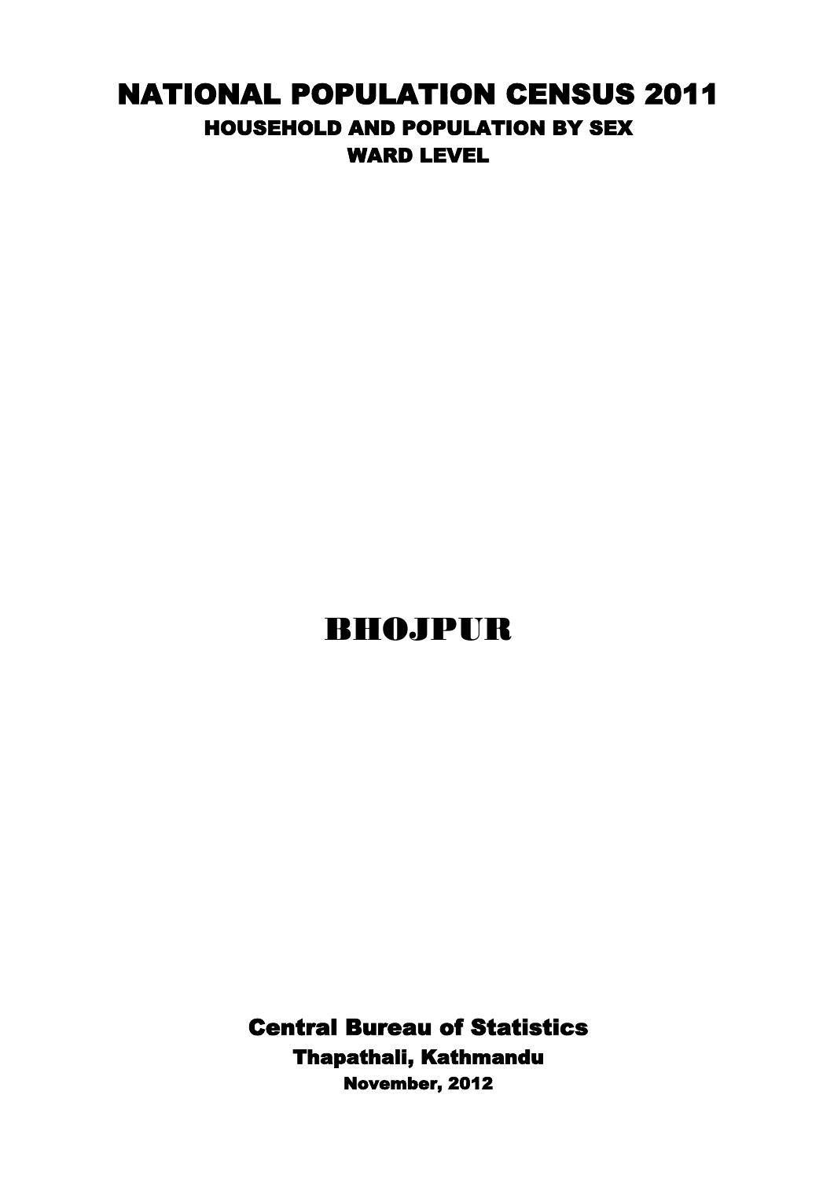# NATIONAL POPULATION CENSUS 2011

## HOUSEHOLD AND POPULATION BY SEX

## WARD LEVEL

# BHOJPUR

**Central Bureau of Statistics**

**Thapathali, Kathmandu**

**November, 2012**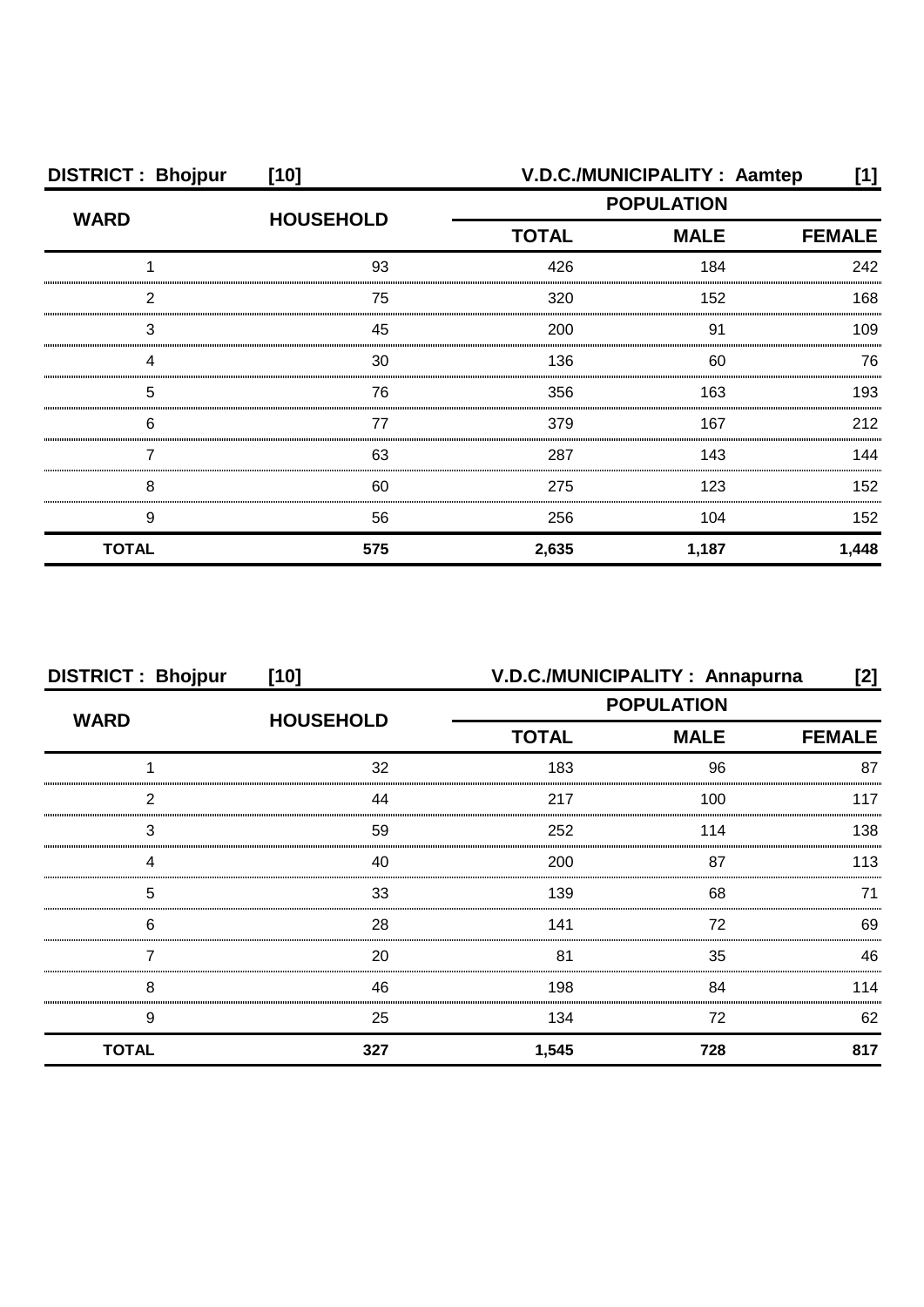**DISTRICT : Bhojpur [10]** **V.D.C./MUNICIPALITY : Aamtep [1]**

| WARD | HOUSEHOLD | POPULATION | | |
|---|---|---|---|---|
| | | TOTAL | MALE | FEMALE |
| 1 | 93 | 426 | 184 | 242 |
| 2 | 75 | 320 | 152 | 168 |
| 3 | 45 | 200 | 91 | 109 |
| 4 | 30 | 136 | 60 | 76 |
| 5 | 76 | 356 | 163 | 193 |
| 6 | 77 | 379 | 167 | 212 |
| 7 | 63 | 287 | 143 | 144 |
| 8 | 60 | 275 | 123 | 152 |
| 9 | 56 | 256 | 104 | 152 |
| **TOTAL** | **575** | **2,635** | **1,187** | **1,448** |

**DISTRICT : Bhojpur [10]** **V.D.C./MUNICIPALITY : Annapurna [2]**

| WARD | HOUSEHOLD | POPULATION | | |
|---|---|---|---|---|
| | | TOTAL | MALE | FEMALE |
| 1 | 32 | 183 | 96 | 87 |
| 2 | 44 | 217 | 100 | 117 |
| 3 | 59 | 252 | 114 | 138 |
| 4 | 40 | 200 | 87 | 113 |
| 5 | 33 | 139 | 68 | 71 |
| 6 | 28 | 141 | 72 | 69 |
| 7 | 20 | 81 | 35 | 46 |
| 8 | 46 | 198 | 84 | 114 |
| 9 | 25 | 134 | 72 | 62 |
| **TOTAL** | **327** | **1,545** | **728** | **817** |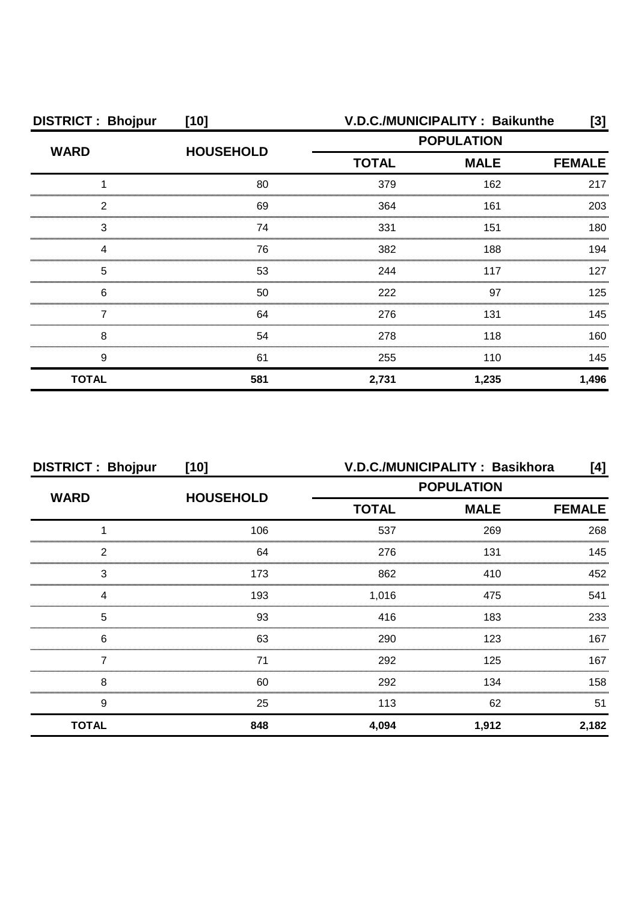**DISTRICT : Bhojpur [10] V.D.C./MUNICIPALITY : Baikunthe [3]**

| WARD | HOUSEHOLD | POPULATION | | |
|---|---|---|---|---|
| | | TOTAL | MALE | FEMALE |
| 1 | 80 | 379 | 162 | 217 |
| 2 | 69 | 364 | 161 | 203 |
| 3 | 74 | 331 | 151 | 180 |
| 4 | 76 | 382 | 188 | 194 |
| 5 | 53 | 244 | 117 | 127 |
| 6 | 50 | 222 | 97 | 125 |
| 7 | 64 | 276 | 131 | 145 |
| 8 | 54 | 278 | 118 | 160 |
| 9 | 61 | 255 | 110 | 145 |
| **TOTAL** | **581** | **2,731** | **1,235** | **1,496** |

**DISTRICT : Bhojpur [10] V.D.C./MUNICIPALITY : Basikhora [4]**

| WARD | HOUSEHOLD | POPULATION | | |
|---|---|---|---|---|
| | | TOTAL | MALE | FEMALE |
| 1 | 106 | 537 | 269 | 268 |
| 2 | 64 | 276 | 131 | 145 |
| 3 | 173 | 862 | 410 | 452 |
| 4 | 193 | 1,016 | 475 | 541 |
| 5 | 93 | 416 | 183 | 233 |
| 6 | 63 | 290 | 123 | 167 |
| 7 | 71 | 292 | 125 | 167 |
| 8 | 60 | 292 | 134 | 158 |
| 9 | 25 | 113 | 62 | 51 |
| **TOTAL** | **848** | **4,094** | **1,912** | **2,182** |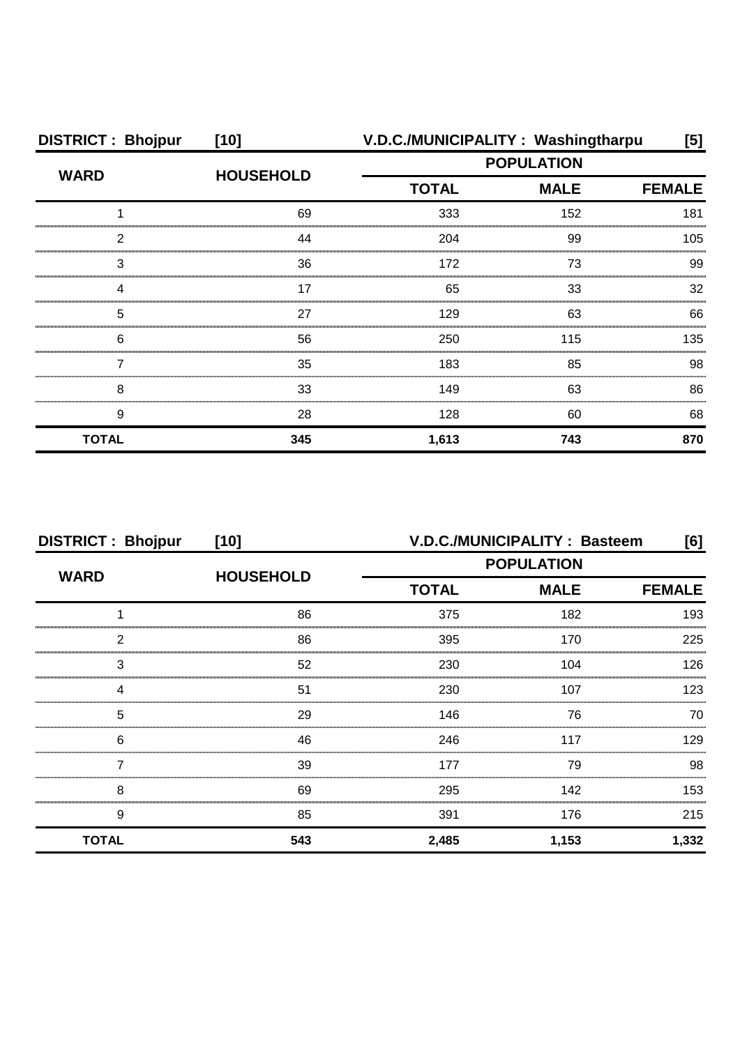**DISTRICT : Bhojpur [10]** **V.D.C./MUNICIPALITY : Washingtharpu [5]**

| WARD | HOUSEHOLD | POPULATION | | |
|---|---|---|---|---|
| | | TOTAL | MALE | FEMALE |
| 1 | 69 | 333 | 152 | 181 |
| 2 | 44 | 204 | 99 | 105 |
| 3 | 36 | 172 | 73 | 99 |
| 4 | 17 | 65 | 33 | 32 |
| 5 | 27 | 129 | 63 | 66 |
| 6 | 56 | 250 | 115 | 135 |
| 7 | 35 | 183 | 85 | 98 |
| 8 | 33 | 149 | 63 | 86 |
| 9 | 28 | 128 | 60 | 68 |
| **TOTAL** | **345** | **1,613** | **743** | **870** |

**DISTRICT : Bhojpur [10]** **V.D.C./MUNICIPALITY : Basteem [6]**

| WARD | HOUSEHOLD | POPULATION | | |
|---|---|---|---|---|
| | | TOTAL | MALE | FEMALE |
| 1 | 86 | 375 | 182 | 193 |
| 2 | 86 | 395 | 170 | 225 |
| 3 | 52 | 230 | 104 | 126 |
| 4 | 51 | 230 | 107 | 123 |
| 5 | 29 | 146 | 76 | 70 |
| 6 | 46 | 246 | 117 | 129 |
| 7 | 39 | 177 | 79 | 98 |
| 8 | 69 | 295 | 142 | 153 |
| 9 | 85 | 391 | 176 | 215 |
| **TOTAL** | **543** | **2,485** | **1,153** | **1,332** |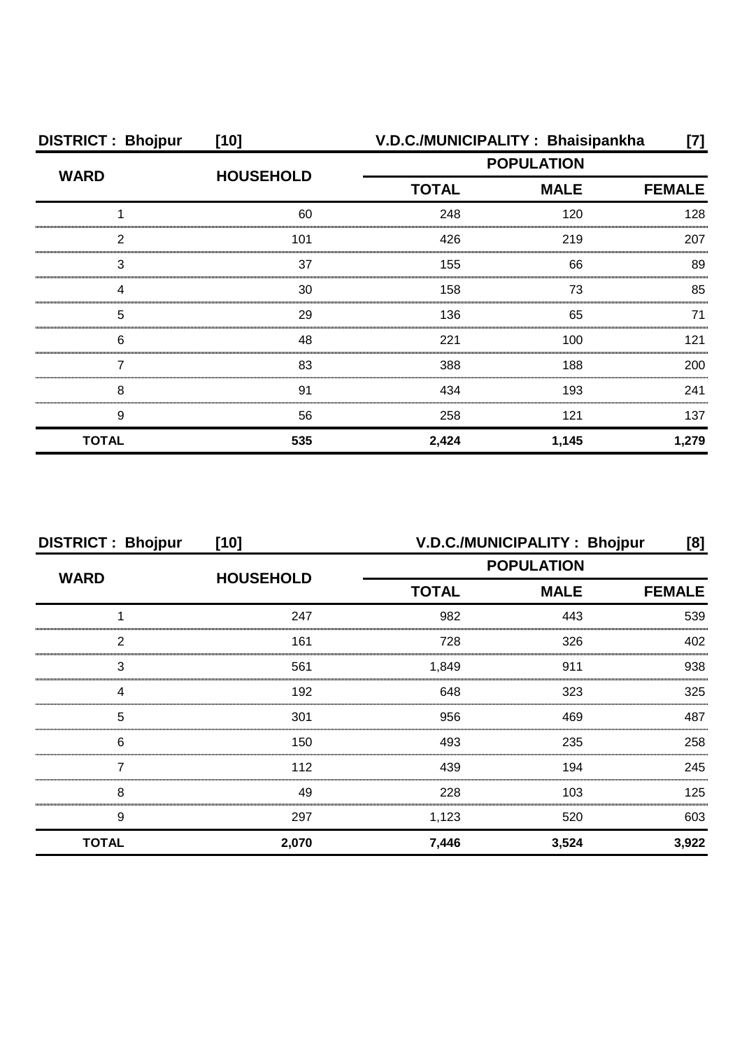| DISTRICT : Bhojpur | [10] | V.D.C./MUNICIPALITY : Bhaisipankha | | [7] |
|---|---|---|---|---|
| WARD | HOUSEHOLD | POPULATION | | |
| | | TOTAL | MALE | FEMALE |
| 1 | 60 | 248 | 120 | 128 |
| 2 | 101 | 426 | 219 | 207 |
| 3 | 37 | 155 | 66 | 89 |
| 4 | 30 | 158 | 73 | 85 |
| 5 | 29 | 136 | 65 | 71 |
| 6 | 48 | 221 | 100 | 121 |
| 7 | 83 | 388 | 188 | 200 |
| 8 | 91 | 434 | 193 | 241 |
| 9 | 56 | 258 | 121 | 137 |
| **TOTAL** | **535** | **2,424** | **1,145** | **1,279** |

| DISTRICT : Bhojpur | [10] | V.D.C./MUNICIPALITY : Bhojpur | | [8] |
|---|---|---|---|---|
| WARD | HOUSEHOLD | POPULATION | | |
| | | TOTAL | MALE | FEMALE |
| 1 | 247 | 982 | 443 | 539 |
| 2 | 161 | 728 | 326 | 402 |
| 3 | 561 | 1,849 | 911 | 938 |
| 4 | 192 | 648 | 323 | 325 |
| 5 | 301 | 956 | 469 | 487 |
| 6 | 150 | 493 | 235 | 258 |
| 7 | 112 | 439 | 194 | 245 |
| 8 | 49 | 228 | 103 | 125 |
| 9 | 297 | 1,123 | 520 | 603 |
| **TOTAL** | **2,070** | **7,446** | **3,524** | **3,922** |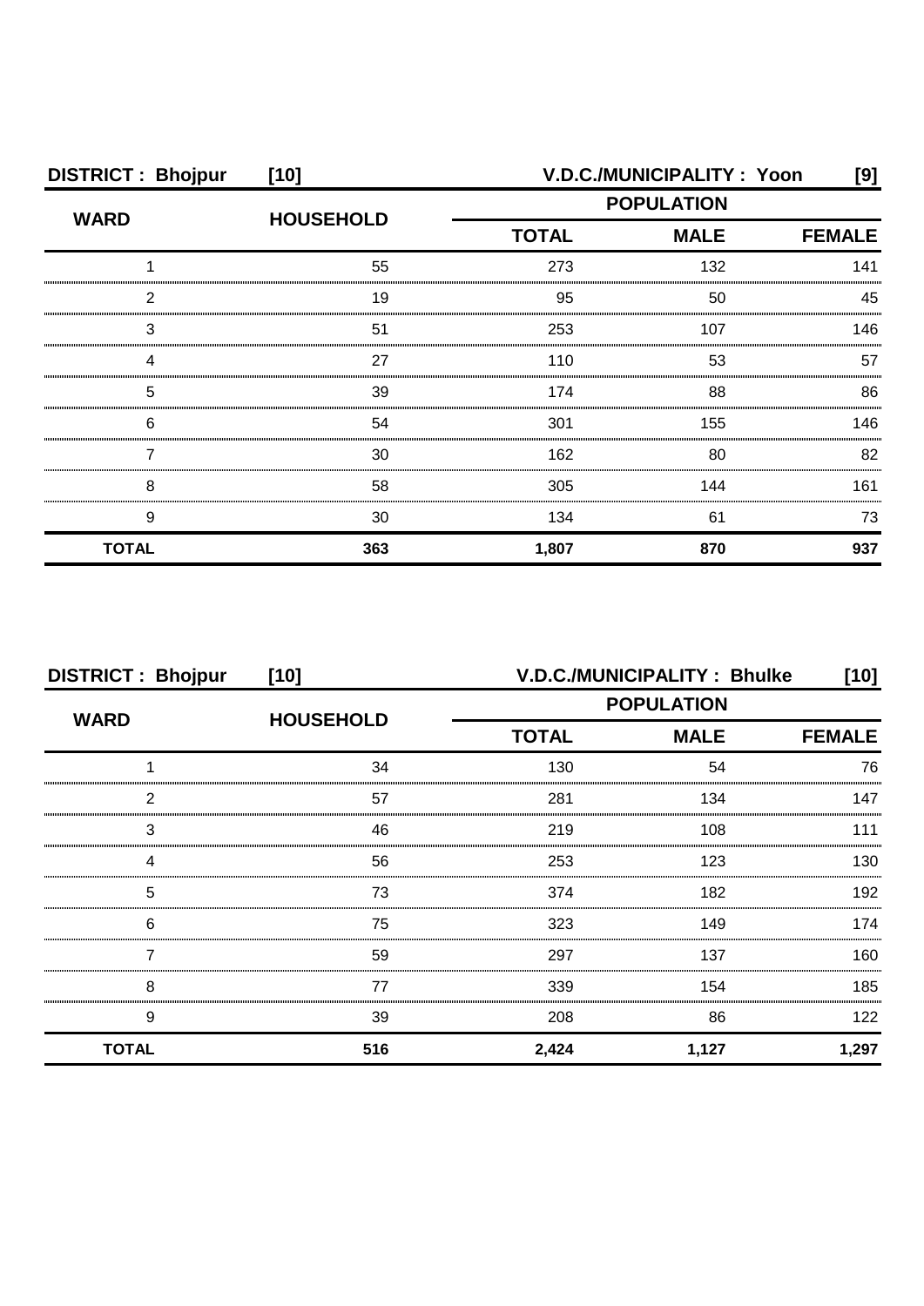**DISTRICT : Bhojpur [10]** **V.D.C./MUNICIPALITY : Yoon [9]**

| WARD | HOUSEHOLD | POPULATION | | |
|---|---|---|---|---|
| | | TOTAL | MALE | FEMALE |
| 1 | 55 | 273 | 132 | 141 |
| 2 | 19 | 95 | 50 | 45 |
| 3 | 51 | 253 | 107 | 146 |
| 4 | 27 | 110 | 53 | 57 |
| 5 | 39 | 174 | 88 | 86 |
| 6 | 54 | 301 | 155 | 146 |
| 7 | 30 | 162 | 80 | 82 |
| 8 | 58 | 305 | 144 | 161 |
| 9 | 30 | 134 | 61 | 73 |
| **TOTAL** | **363** | **1,807** | **870** | **937** |

**DISTRICT : Bhojpur [10]** **V.D.C./MUNICIPALITY : Bhulke [10]**

| WARD | HOUSEHOLD | POPULATION | | |
|---|---|---|---|---|
| | | TOTAL | MALE | FEMALE |
| 1 | 34 | 130 | 54 | 76 |
| 2 | 57 | 281 | 134 | 147 |
| 3 | 46 | 219 | 108 | 111 |
| 4 | 56 | 253 | 123 | 130 |
| 5 | 73 | 374 | 182 | 192 |
| 6 | 75 | 323 | 149 | 174 |
| 7 | 59 | 297 | 137 | 160 |
| 8 | 77 | 339 | 154 | 185 |
| 9 | 39 | 208 | 86 | 122 |
| **TOTAL** | **516** | **2,424** | **1,127** | **1,297** |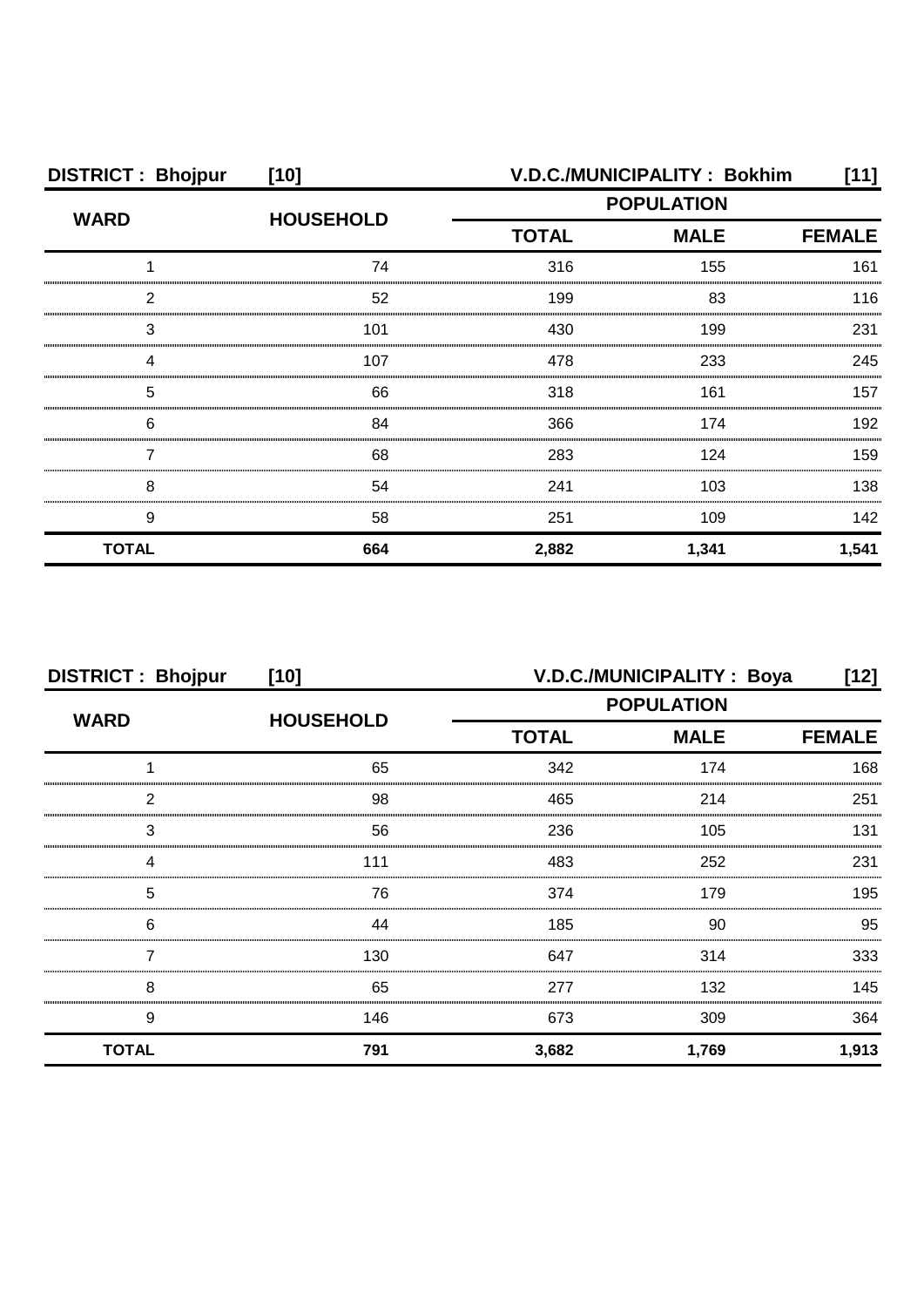**DISTRICT : Bhojpur [10]** **V.D.C./MUNICIPALITY : Bokhim [11]**

| WARD | HOUSEHOLD | POPULATION | | |
|---|---|---|---|---|
| | | TOTAL | MALE | FEMALE |
| 1 | 74 | 316 | 155 | 161 |
| 2 | 52 | 199 | 83 | 116 |
| 3 | 101 | 430 | 199 | 231 |
| 4 | 107 | 478 | 233 | 245 |
| 5 | 66 | 318 | 161 | 157 |
| 6 | 84 | 366 | 174 | 192 |
| 7 | 68 | 283 | 124 | 159 |
| 8 | 54 | 241 | 103 | 138 |
| 9 | 58 | 251 | 109 | 142 |
| **TOTAL** | **664** | **2,882** | **1,341** | **1,541** |

**DISTRICT : Bhojpur [10]** **V.D.C./MUNICIPALITY : Boya [12]**

| WARD | HOUSEHOLD | POPULATION | | |
|---|---|---|---|---|
| | | TOTAL | MALE | FEMALE |
| 1 | 65 | 342 | 174 | 168 |
| 2 | 98 | 465 | 214 | 251 |
| 3 | 56 | 236 | 105 | 131 |
| 4 | 111 | 483 | 252 | 231 |
| 5 | 76 | 374 | 179 | 195 |
| 6 | 44 | 185 | 90 | 95 |
| 7 | 130 | 647 | 314 | 333 |
| 8 | 65 | 277 | 132 | 145 |
| 9 | 146 | 673 | 309 | 364 |
| **TOTAL** | **791** | **3,682** | **1,769** | **1,913** |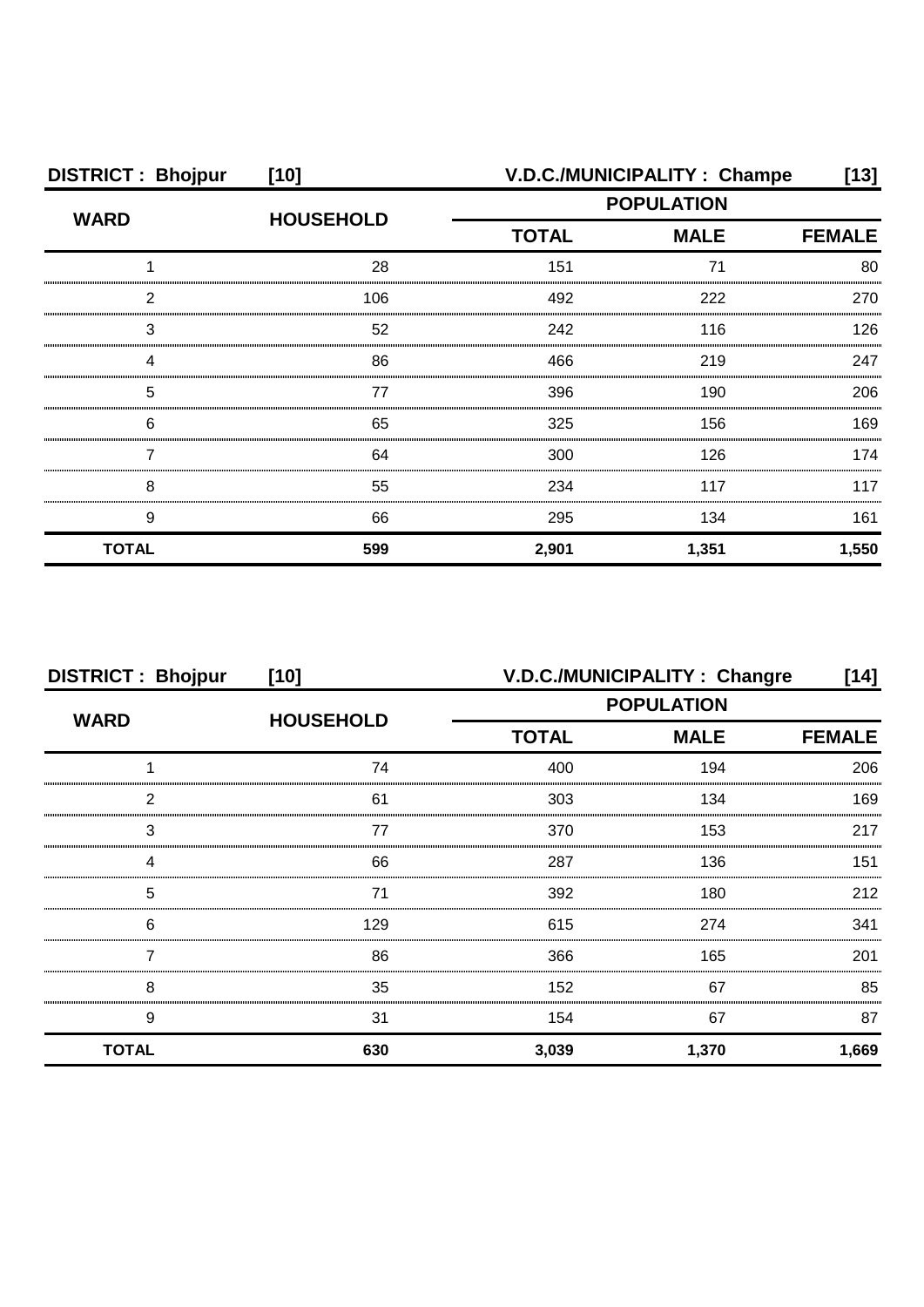| DISTRICT : Bhojpur | [10] | V.D.C./MUNICIPALITY : Champe | | [13] |
|---|---|---|---|---|
| WARD | HOUSEHOLD | POPULATION | | |
| | | TOTAL | MALE | FEMALE |
| 1 | 28 | 151 | 71 | 80 |
| 2 | 106 | 492 | 222 | 270 |
| 3 | 52 | 242 | 116 | 126 |
| 4 | 86 | 466 | 219 | 247 |
| 5 | 77 | 396 | 190 | 206 |
| 6 | 65 | 325 | 156 | 169 |
| 7 | 64 | 300 | 126 | 174 |
| 8 | 55 | 234 | 117 | 117 |
| 9 | 66 | 295 | 134 | 161 |
| **TOTAL** | **599** | **2,901** | **1,351** | **1,550** |

| DISTRICT : Bhojpur | [10] | V.D.C./MUNICIPALITY : Changre | | [14] |
|---|---|---|---|---|
| WARD | HOUSEHOLD | POPULATION | | |
| | | TOTAL | MALE | FEMALE |
| 1 | 74 | 400 | 194 | 206 |
| 2 | 61 | 303 | 134 | 169 |
| 3 | 77 | 370 | 153 | 217 |
| 4 | 66 | 287 | 136 | 151 |
| 5 | 71 | 392 | 180 | 212 |
| 6 | 129 | 615 | 274 | 341 |
| 7 | 86 | 366 | 165 | 201 |
| 8 | 35 | 152 | 67 | 85 |
| 9 | 31 | 154 | 67 | 87 |
| **TOTAL** | **630** | **3,039** | **1,370** | **1,669** |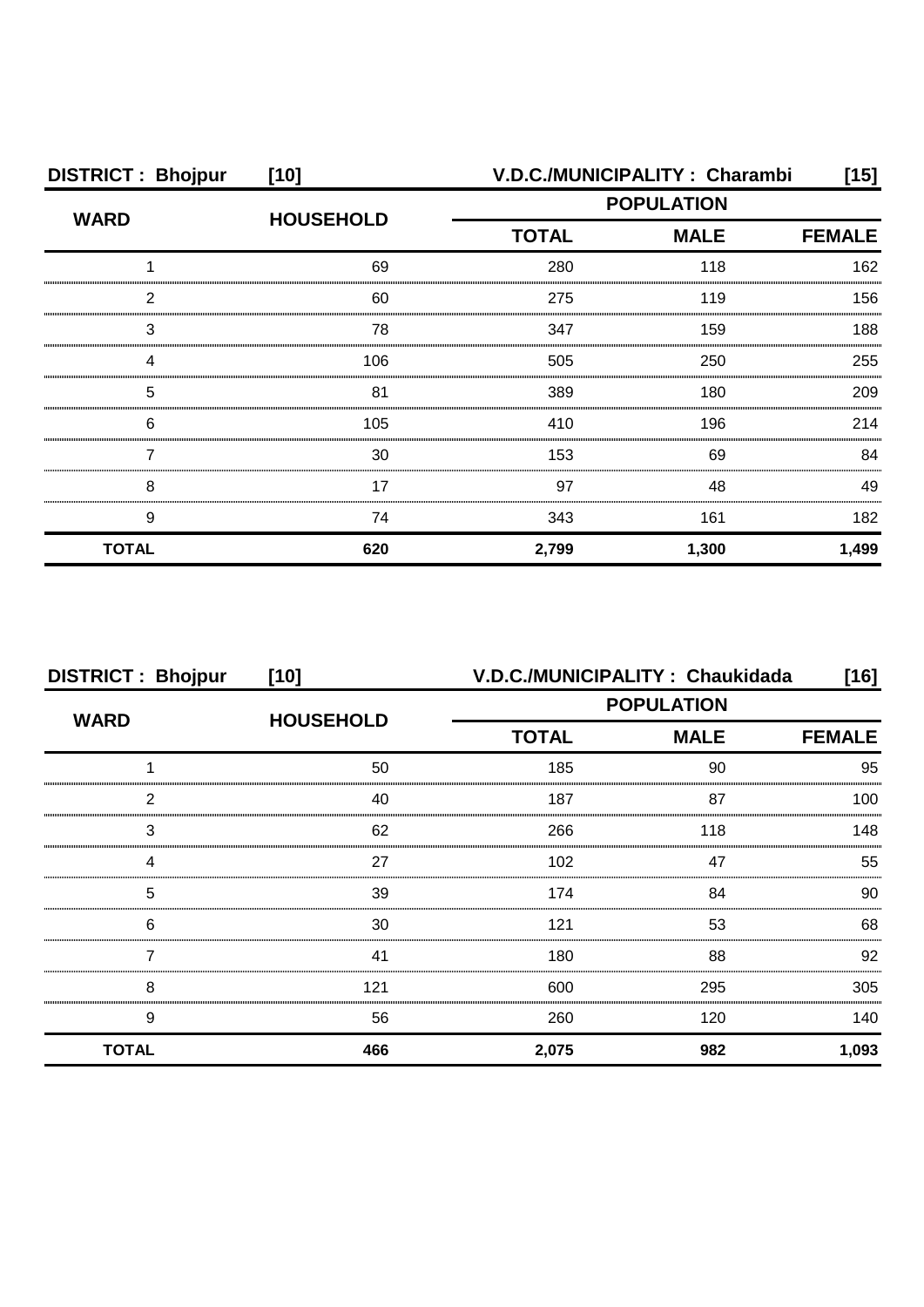| DISTRICT : Bhojpur | [10] | V.D.C./MUNICIPALITY : Charambi | | [15] |
|---|---|---|---|---|
| WARD | HOUSEHOLD | POPULATION | | |
| | | TOTAL | MALE | FEMALE |
| 1 | 69 | 280 | 118 | 162 |
| 2 | 60 | 275 | 119 | 156 |
| 3 | 78 | 347 | 159 | 188 |
| 4 | 106 | 505 | 250 | 255 |
| 5 | 81 | 389 | 180 | 209 |
| 6 | 105 | 410 | 196 | 214 |
| 7 | 30 | 153 | 69 | 84 |
| 8 | 17 | 97 | 48 | 49 |
| 9 | 74 | 343 | 161 | 182 |
| **TOTAL** | **620** | **2,799** | **1,300** | **1,499** |

| DISTRICT : Bhojpur | [10] | V.D.C./MUNICIPALITY : Chaukidada | | [16] |
|---|---|---|---|---|
| WARD | HOUSEHOLD | POPULATION | | |
| | | TOTAL | MALE | FEMALE |
| 1 | 50 | 185 | 90 | 95 |
| 2 | 40 | 187 | 87 | 100 |
| 3 | 62 | 266 | 118 | 148 |
| 4 | 27 | 102 | 47 | 55 |
| 5 | 39 | 174 | 84 | 90 |
| 6 | 30 | 121 | 53 | 68 |
| 7 | 41 | 180 | 88 | 92 |
| 8 | 121 | 600 | 295 | 305 |
| 9 | 56 | 260 | 120 | 140 |
| **TOTAL** | **466** | **2,075** | **982** | **1,093** |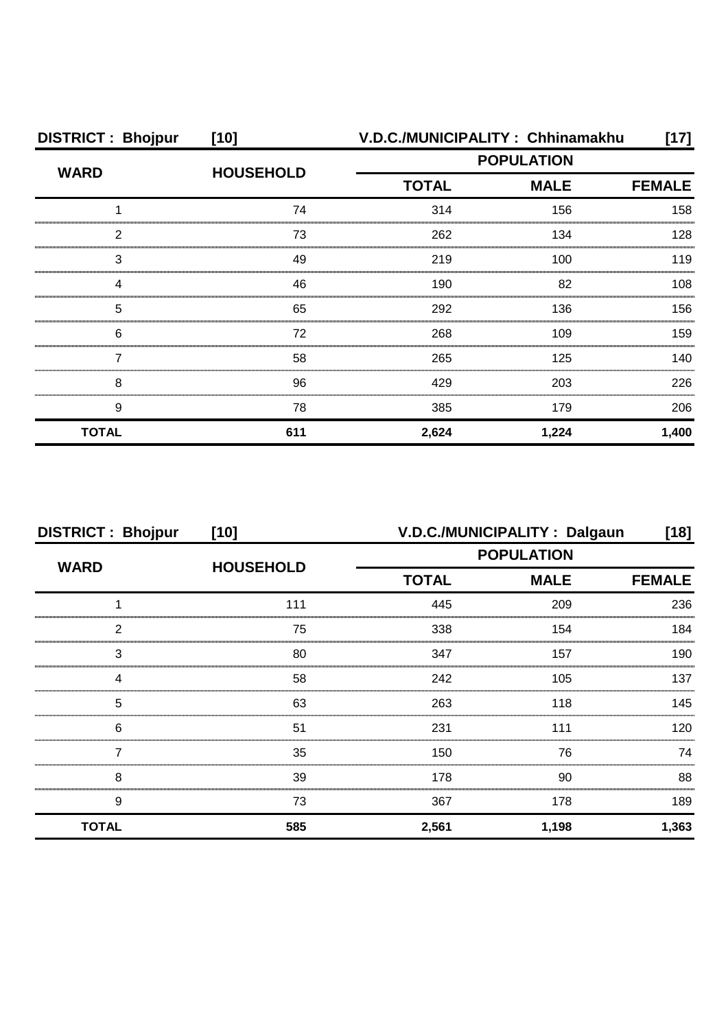**DISTRICT : Bhojpur [10] V.D.C./MUNICIPALITY : Chhinamakhu [17]**

| WARD | HOUSEHOLD | POPULATION | | |
|---|---|---|---|---|
| | | TOTAL | MALE | FEMALE |
| 1 | 74 | 314 | 156 | 158 |
| 2 | 73 | 262 | 134 | 128 |
| 3 | 49 | 219 | 100 | 119 |
| 4 | 46 | 190 | 82 | 108 |
| 5 | 65 | 292 | 136 | 156 |
| 6 | 72 | 268 | 109 | 159 |
| 7 | 58 | 265 | 125 | 140 |
| 8 | 96 | 429 | 203 | 226 |
| 9 | 78 | 385 | 179 | 206 |
| **TOTAL** | **611** | **2,624** | **1,224** | **1,400** |

**DISTRICT : Bhojpur [10] V.D.C./MUNICIPALITY : Dalgaun [18]**

| WARD | HOUSEHOLD | POPULATION | | |
|---|---|---|---|---|
| | | TOTAL | MALE | FEMALE |
| 1 | 111 | 445 | 209 | 236 |
| 2 | 75 | 338 | 154 | 184 |
| 3 | 80 | 347 | 157 | 190 |
| 4 | 58 | 242 | 105 | 137 |
| 5 | 63 | 263 | 118 | 145 |
| 6 | 51 | 231 | 111 | 120 |
| 7 | 35 | 150 | 76 | 74 |
| 8 | 39 | 178 | 90 | 88 |
| 9 | 73 | 367 | 178 | 189 |
| **TOTAL** | **585** | **2,561** | **1,198** | **1,363** |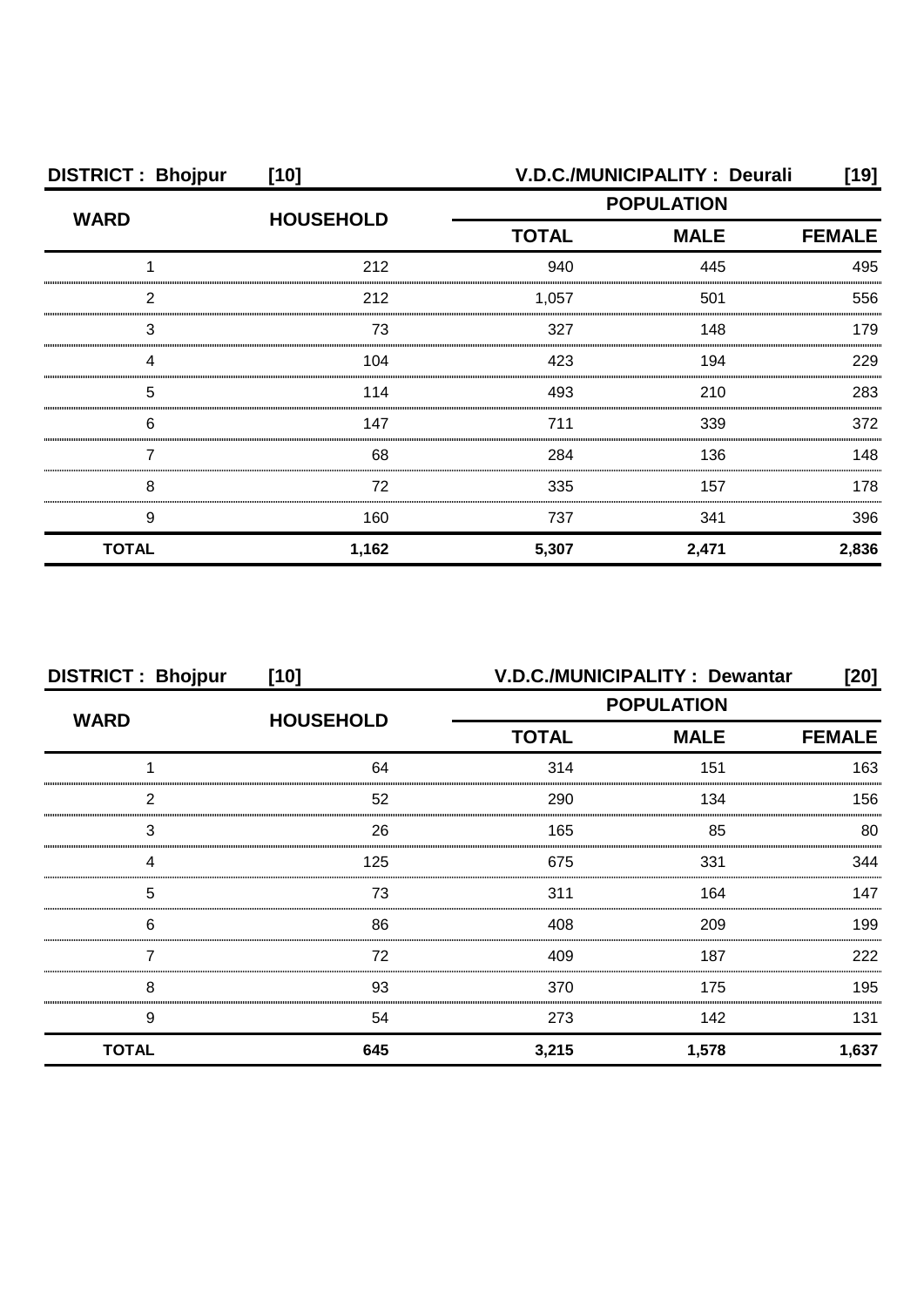| DISTRICT : Bhojpur | [10] | V.D.C./MUNICIPALITY : Deurali | | [19] |
|---|---|---|---|---|
| WARD | HOUSEHOLD | POPULATION | | |
| | | TOTAL | MALE | FEMALE |
| 1 | 212 | 940 | 445 | 495 |
| 2 | 212 | 1,057 | 501 | 556 |
| 3 | 73 | 327 | 148 | 179 |
| 4 | 104 | 423 | 194 | 229 |
| 5 | 114 | 493 | 210 | 283 |
| 6 | 147 | 711 | 339 | 372 |
| 7 | 68 | 284 | 136 | 148 |
| 8 | 72 | 335 | 157 | 178 |
| 9 | 160 | 737 | 341 | 396 |
| **TOTAL** | **1,162** | **5,307** | **2,471** | **2,836** |

| DISTRICT : Bhojpur | [10] | V.D.C./MUNICIPALITY : Dewantar | | [20] |
|---|---|---|---|---|
| WARD | HOUSEHOLD | POPULATION | | |
| | | TOTAL | MALE | FEMALE |
| 1 | 64 | 314 | 151 | 163 |
| 2 | 52 | 290 | 134 | 156 |
| 3 | 26 | 165 | 85 | 80 |
| 4 | 125 | 675 | 331 | 344 |
| 5 | 73 | 311 | 164 | 147 |
| 6 | 86 | 408 | 209 | 199 |
| 7 | 72 | 409 | 187 | 222 |
| 8 | 93 | 370 | 175 | 195 |
| 9 | 54 | 273 | 142 | 131 |
| **TOTAL** | **645** | **3,215** | **1,578** | **1,637** |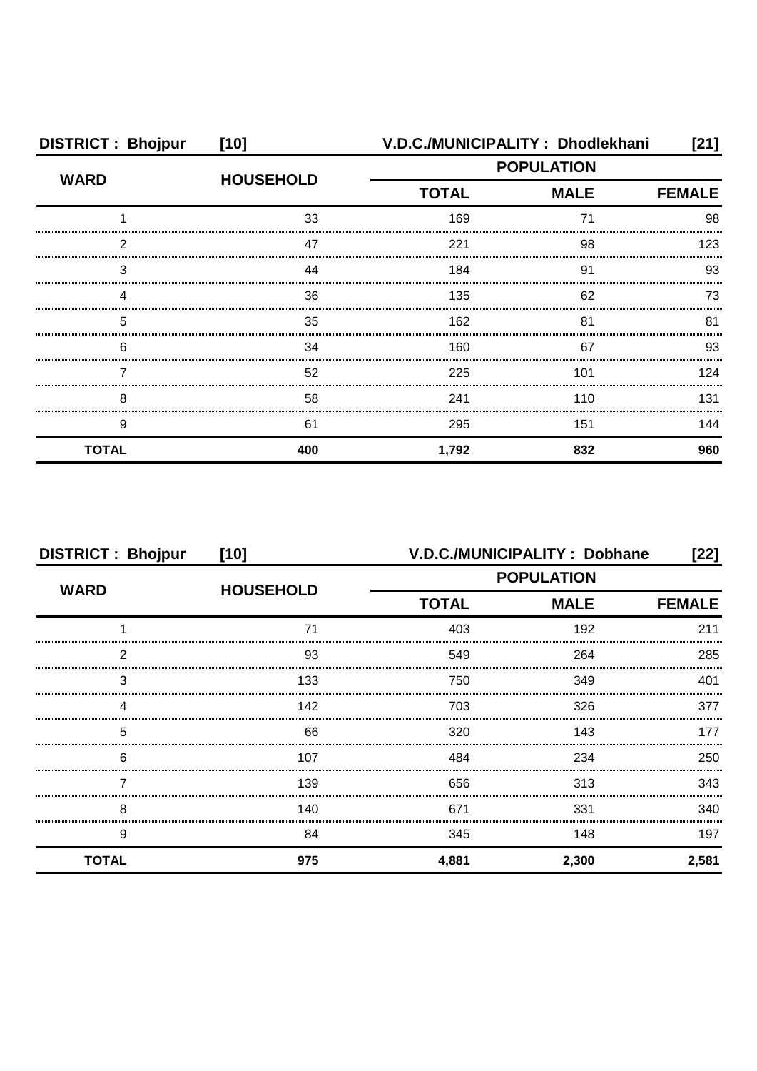**DISTRICT : Bhojpur [10]** **V.D.C./MUNICIPALITY : Dhodlekhani [21]**

| WARD | HOUSEHOLD | POPULATION | | |
|---|---|---|---|---|
| | | TOTAL | MALE | FEMALE |
| 1 | 33 | 169 | 71 | 98 |
| 2 | 47 | 221 | 98 | 123 |
| 3 | 44 | 184 | 91 | 93 |
| 4 | 36 | 135 | 62 | 73 |
| 5 | 35 | 162 | 81 | 81 |
| 6 | 34 | 160 | 67 | 93 |
| 7 | 52 | 225 | 101 | 124 |
| 8 | 58 | 241 | 110 | 131 |
| 9 | 61 | 295 | 151 | 144 |
| **TOTAL** | **400** | **1,792** | **832** | **960** |

**DISTRICT : Bhojpur [10]** **V.D.C./MUNICIPALITY : Dobhane [22]**

| WARD | HOUSEHOLD | POPULATION | | |
|---|---|---|---|---|
| | | TOTAL | MALE | FEMALE |
| 1 | 71 | 403 | 192 | 211 |
| 2 | 93 | 549 | 264 | 285 |
| 3 | 133 | 750 | 349 | 401 |
| 4 | 142 | 703 | 326 | 377 |
| 5 | 66 | 320 | 143 | 177 |
| 6 | 107 | 484 | 234 | 250 |
| 7 | 139 | 656 | 313 | 343 |
| 8 | 140 | 671 | 331 | 340 |
| 9 | 84 | 345 | 148 | 197 |
| **TOTAL** | **975** | **4,881** | **2,300** | **2,581** |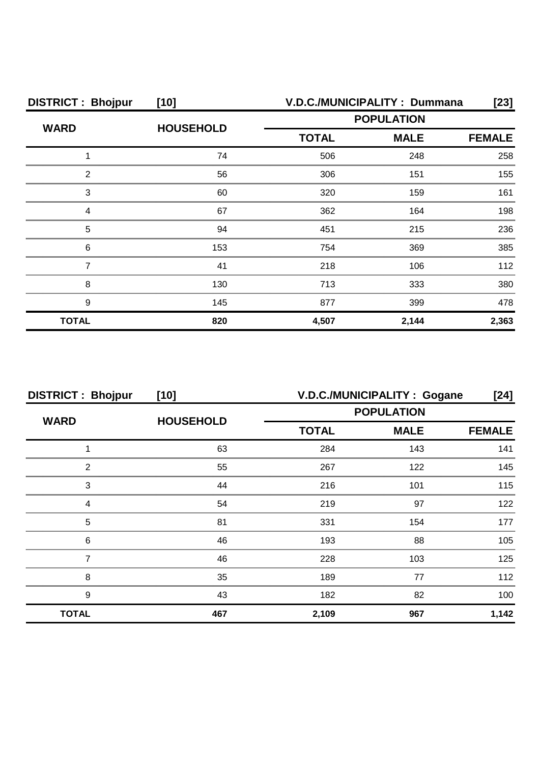**DISTRICT : Bhojpur [10]** **V.D.C./MUNICIPALITY : Dummana [23]**

| WARD | HOUSEHOLD | POPULATION | | |
|---|---|---|---|---|
| | | TOTAL | MALE | FEMALE |
| 1 | 74 | 506 | 248 | 258 |
| 2 | 56 | 306 | 151 | 155 |
| 3 | 60 | 320 | 159 | 161 |
| 4 | 67 | 362 | 164 | 198 |
| 5 | 94 | 451 | 215 | 236 |
| 6 | 153 | 754 | 369 | 385 |
| 7 | 41 | 218 | 106 | 112 |
| 8 | 130 | 713 | 333 | 380 |
| 9 | 145 | 877 | 399 | 478 |
| **TOTAL** | **820** | **4,507** | **2,144** | **2,363** |

**DISTRICT : Bhojpur [10]** **V.D.C./MUNICIPALITY : Gogane [24]**

| WARD | HOUSEHOLD | POPULATION | | |
|---|---|---|---|---|
| | | TOTAL | MALE | FEMALE |
| 1 | 63 | 284 | 143 | 141 |
| 2 | 55 | 267 | 122 | 145 |
| 3 | 44 | 216 | 101 | 115 |
| 4 | 54 | 219 | 97 | 122 |
| 5 | 81 | 331 | 154 | 177 |
| 6 | 46 | 193 | 88 | 105 |
| 7 | 46 | 228 | 103 | 125 |
| 8 | 35 | 189 | 77 | 112 |
| 9 | 43 | 182 | 82 | 100 |
| **TOTAL** | **467** | **2,109** | **967** | **1,142** |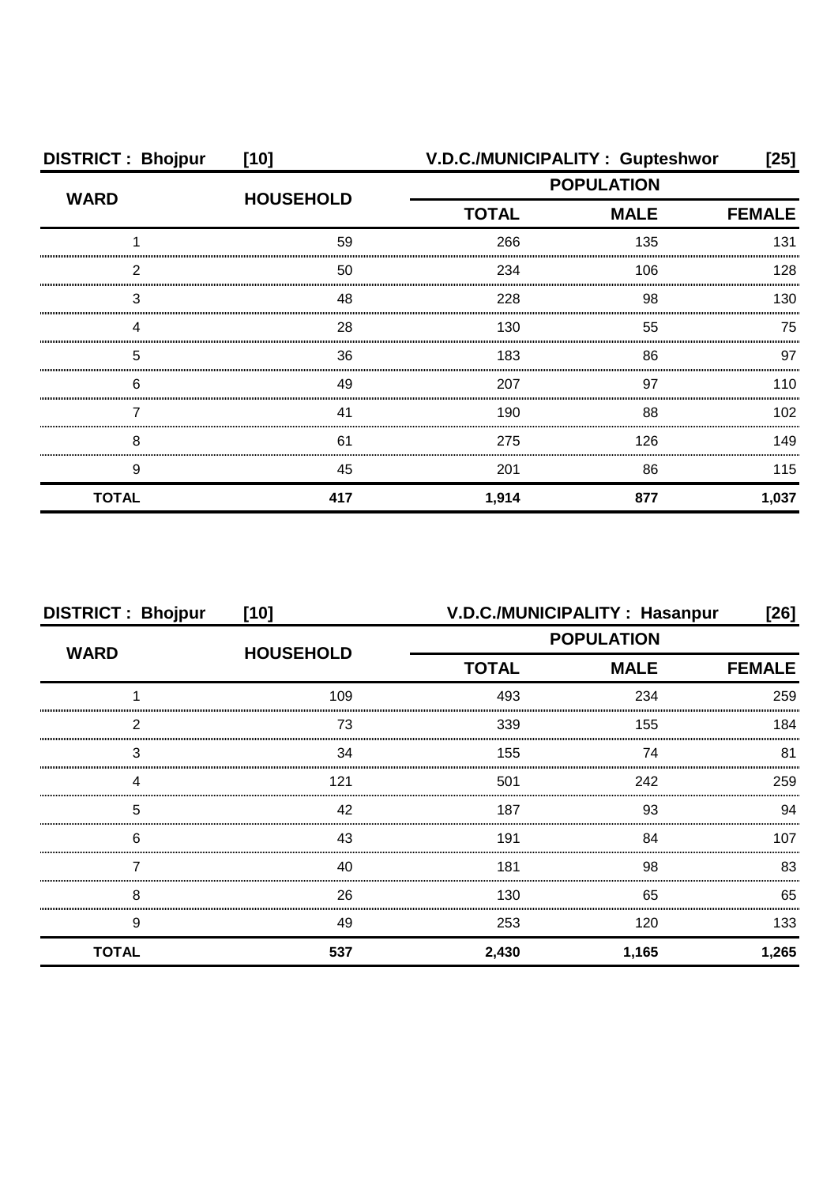| DISTRICT : Bhojpur | [10] | V.D.C./MUNICIPALITY : Gupteshwor | | [25] |
|---|---|---|---|---|
| WARD | HOUSEHOLD | POPULATION | | |
| | | TOTAL | MALE | FEMALE |
| 1 | 59 | 266 | 135 | 131 |
| 2 | 50 | 234 | 106 | 128 |
| 3 | 48 | 228 | 98 | 130 |
| 4 | 28 | 130 | 55 | 75 |
| 5 | 36 | 183 | 86 | 97 |
| 6 | 49 | 207 | 97 | 110 |
| 7 | 41 | 190 | 88 | 102 |
| 8 | 61 | 275 | 126 | 149 |
| 9 | 45 | 201 | 86 | 115 |
| **TOTAL** | **417** | **1,914** | **877** | **1,037** |

| DISTRICT : Bhojpur | [10] | V.D.C./MUNICIPALITY : Hasanpur | | [26] |
|---|---|---|---|---|
| WARD | HOUSEHOLD | POPULATION | | |
| | | TOTAL | MALE | FEMALE |
| 1 | 109 | 493 | 234 | 259 |
| 2 | 73 | 339 | 155 | 184 |
| 3 | 34 | 155 | 74 | 81 |
| 4 | 121 | 501 | 242 | 259 |
| 5 | 42 | 187 | 93 | 94 |
| 6 | 43 | 191 | 84 | 107 |
| 7 | 40 | 181 | 98 | 83 |
| 8 | 26 | 130 | 65 | 65 |
| 9 | 49 | 253 | 120 | 133 |
| **TOTAL** | **537** | **2,430** | **1,165** | **1,265** |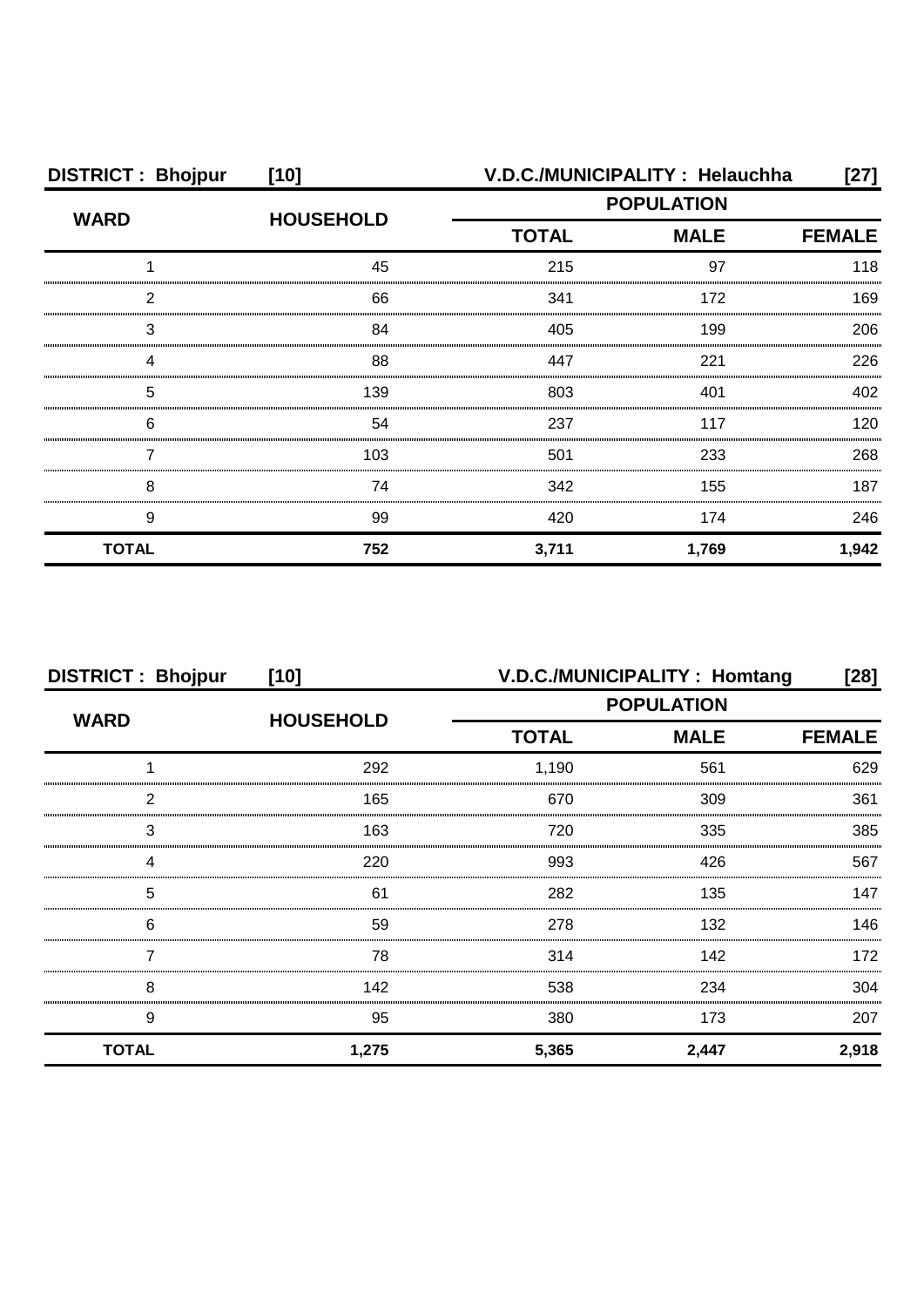| DISTRICT : Bhojpur | [10] | V.D.C./MUNICIPALITY : Helauchha | | [27] |
|---|---|---|---|---|
| WARD | HOUSEHOLD | POPULATION | | |
| | | TOTAL | MALE | FEMALE |
| 1 | 45 | 215 | 97 | 118 |
| 2 | 66 | 341 | 172 | 169 |
| 3 | 84 | 405 | 199 | 206 |
| 4 | 88 | 447 | 221 | 226 |
| 5 | 139 | 803 | 401 | 402 |
| 6 | 54 | 237 | 117 | 120 |
| 7 | 103 | 501 | 233 | 268 |
| 8 | 74 | 342 | 155 | 187 |
| 9 | 99 | 420 | 174 | 246 |
| **TOTAL** | **752** | **3,711** | **1,769** | **1,942** |

| DISTRICT : Bhojpur | [10] | V.D.C./MUNICIPALITY : Homtang | | [28] |
|---|---|---|---|---|
| WARD | HOUSEHOLD | POPULATION | | |
| | | TOTAL | MALE | FEMALE |
| 1 | 292 | 1,190 | 561 | 629 |
| 2 | 165 | 670 | 309 | 361 |
| 3 | 163 | 720 | 335 | 385 |
| 4 | 220 | 993 | 426 | 567 |
| 5 | 61 | 282 | 135 | 147 |
| 6 | 59 | 278 | 132 | 146 |
| 7 | 78 | 314 | 142 | 172 |
| 8 | 142 | 538 | 234 | 304 |
| 9 | 95 | 380 | 173 | 207 |
| **TOTAL** | **1,275** | **5,365** | **2,447** | **2,918** |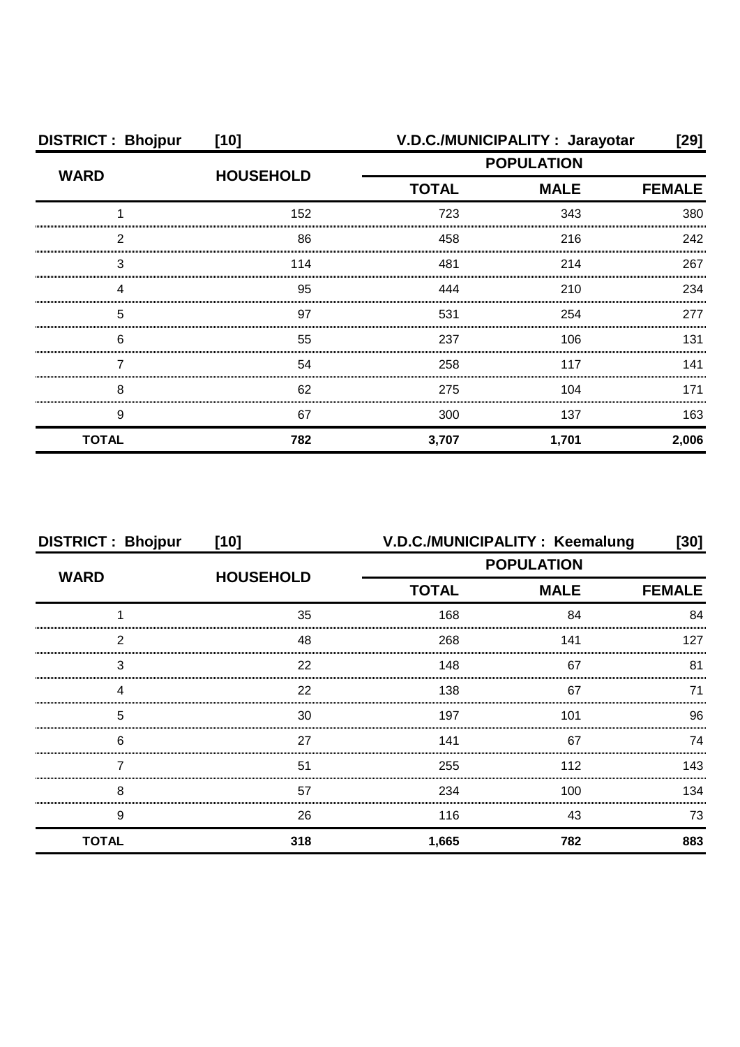**DISTRICT : Bhojpur [10] V.D.C./MUNICIPALITY : Jarayotar [29]**

| WARD | HOUSEHOLD | POPULATION | | |
|---|---|---|---|---|
| | | TOTAL | MALE | FEMALE |
| 1 | 152 | 723 | 343 | 380 |
| 2 | 86 | 458 | 216 | 242 |
| 3 | 114 | 481 | 214 | 267 |
| 4 | 95 | 444 | 210 | 234 |
| 5 | 97 | 531 | 254 | 277 |
| 6 | 55 | 237 | 106 | 131 |
| 7 | 54 | 258 | 117 | 141 |
| 8 | 62 | 275 | 104 | 171 |
| 9 | 67 | 300 | 137 | 163 |
| **TOTAL** | **782** | **3,707** | **1,701** | **2,006** |

**DISTRICT : Bhojpur [10] V.D.C./MUNICIPALITY : Keemalung [30]**

| WARD | HOUSEHOLD | POPULATION | | |
|---|---|---|---|---|
| | | TOTAL | MALE | FEMALE |
| 1 | 35 | 168 | 84 | 84 |
| 2 | 48 | 268 | 141 | 127 |
| 3 | 22 | 148 | 67 | 81 |
| 4 | 22 | 138 | 67 | 71 |
| 5 | 30 | 197 | 101 | 96 |
| 6 | 27 | 141 | 67 | 74 |
| 7 | 51 | 255 | 112 | 143 |
| 8 | 57 | 234 | 100 | 134 |
| 9 | 26 | 116 | 43 | 73 |
| **TOTAL** | **318** | **1,665** | **782** | **883** |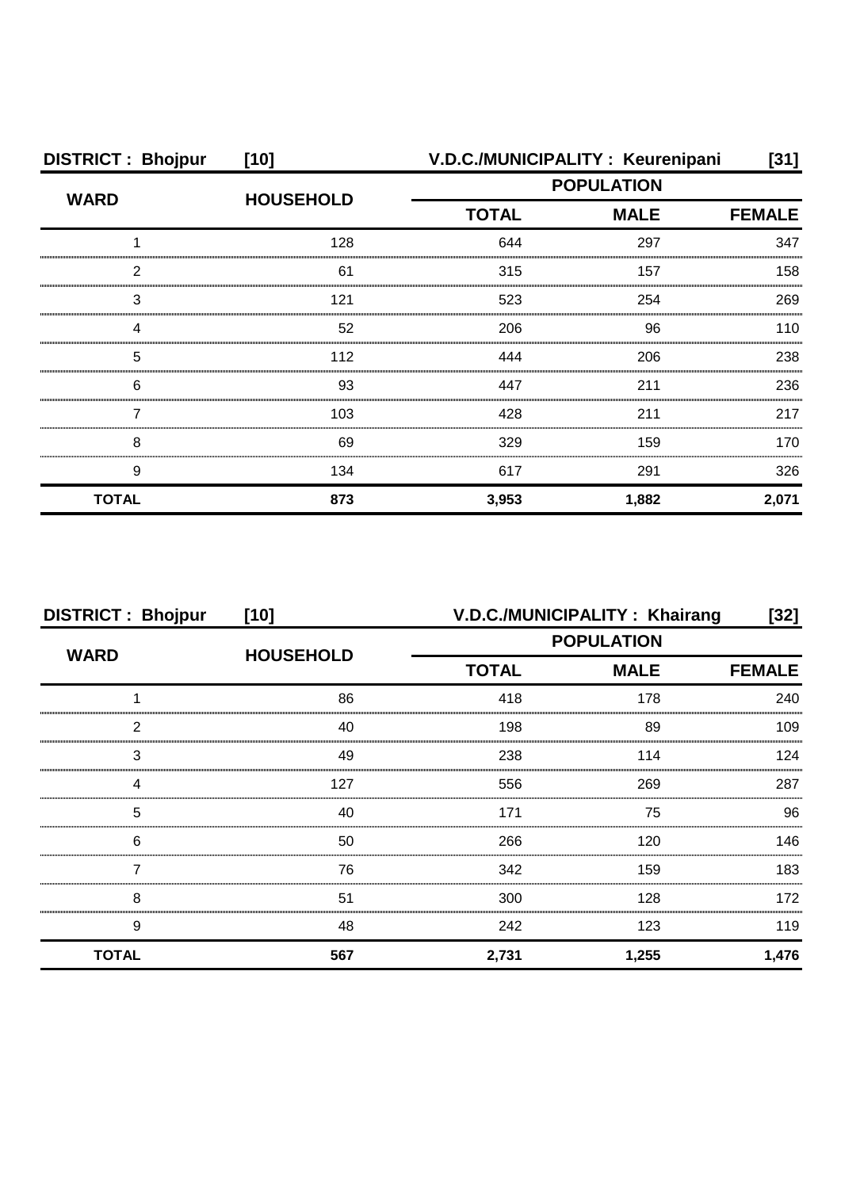**DISTRICT : Bhojpur [10] V.D.C./MUNICIPALITY : Keurenipani [31]**

| WARD | HOUSEHOLD | POPULATION | | |
|---|---|---|---|---|
| | | TOTAL | MALE | FEMALE |
| 1 | 128 | 644 | 297 | 347 |
| 2 | 61 | 315 | 157 | 158 |
| 3 | 121 | 523 | 254 | 269 |
| 4 | 52 | 206 | 96 | 110 |
| 5 | 112 | 444 | 206 | 238 |
| 6 | 93 | 447 | 211 | 236 |
| 7 | 103 | 428 | 211 | 217 |
| 8 | 69 | 329 | 159 | 170 |
| 9 | 134 | 617 | 291 | 326 |
| **TOTAL** | **873** | **3,953** | **1,882** | **2,071** |

**DISTRICT : Bhojpur [10] V.D.C./MUNICIPALITY : Khairang [32]**

| WARD | HOUSEHOLD | POPULATION | | |
|---|---|---|---|---|
| | | TOTAL | MALE | FEMALE |
| 1 | 86 | 418 | 178 | 240 |
| 2 | 40 | 198 | 89 | 109 |
| 3 | 49 | 238 | 114 | 124 |
| 4 | 127 | 556 | 269 | 287 |
| 5 | 40 | 171 | 75 | 96 |
| 6 | 50 | 266 | 120 | 146 |
| 7 | 76 | 342 | 159 | 183 |
| 8 | 51 | 300 | 128 | 172 |
| 9 | 48 | 242 | 123 | 119 |
| **TOTAL** | **567** | **2,731** | **1,255** | **1,476** |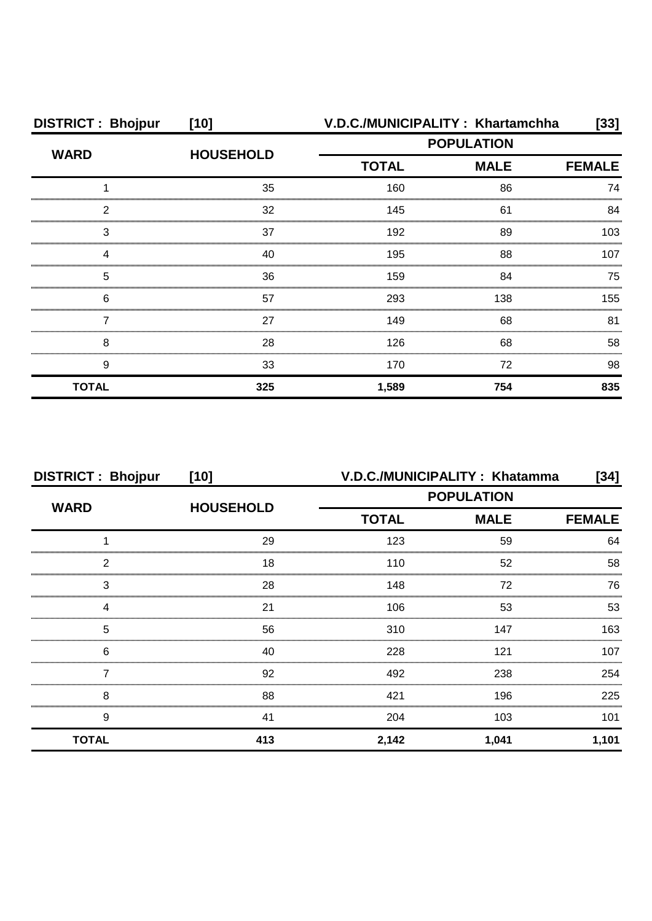**DISTRICT : Bhojpur [10] V.D.C./MUNICIPALITY : Khartamchha [33]**

| WARD | HOUSEHOLD | POPULATION | | |
|---|---|---|---|---|
| | | TOTAL | MALE | FEMALE |
| 1 | 35 | 160 | 86 | 74 |
| 2 | 32 | 145 | 61 | 84 |
| 3 | 37 | 192 | 89 | 103 |
| 4 | 40 | 195 | 88 | 107 |
| 5 | 36 | 159 | 84 | 75 |
| 6 | 57 | 293 | 138 | 155 |
| 7 | 27 | 149 | 68 | 81 |
| 8 | 28 | 126 | 68 | 58 |
| 9 | 33 | 170 | 72 | 98 |
| **TOTAL** | **325** | **1,589** | **754** | **835** |

**DISTRICT : Bhojpur [10] V.D.C./MUNICIPALITY : Khatamma [34]**

| WARD | HOUSEHOLD | POPULATION | | |
|---|---|---|---|---|
| | | TOTAL | MALE | FEMALE |
| 1 | 29 | 123 | 59 | 64 |
| 2 | 18 | 110 | 52 | 58 |
| 3 | 28 | 148 | 72 | 76 |
| 4 | 21 | 106 | 53 | 53 |
| 5 | 56 | 310 | 147 | 163 |
| 6 | 40 | 228 | 121 | 107 |
| 7 | 92 | 492 | 238 | 254 |
| 8 | 88 | 421 | 196 | 225 |
| 9 | 41 | 204 | 103 | 101 |
| **TOTAL** | **413** | **2,142** | **1,041** | **1,101** |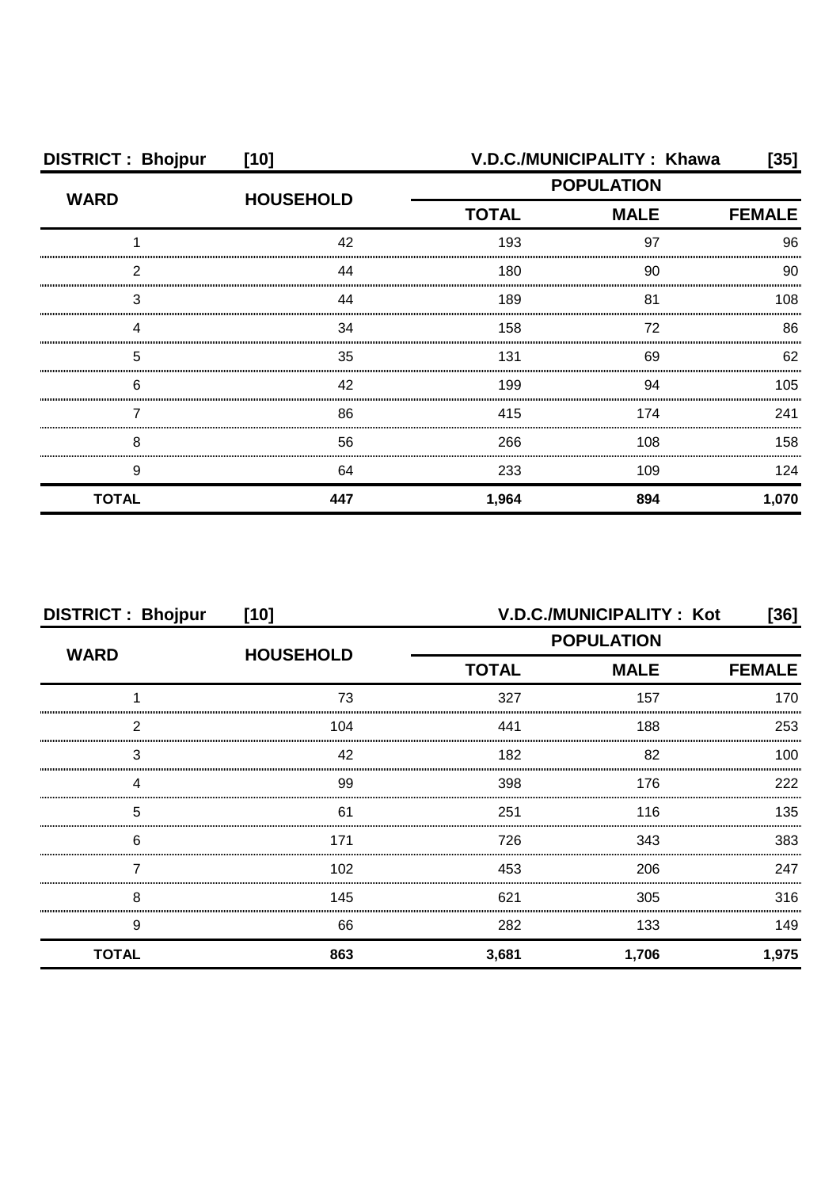**DISTRICT : Bhojpur [10] V.D.C./MUNICIPALITY : Khawa [35]**

| WARD | HOUSEHOLD | POPULATION | | |
|---|---|---|---|---|
| | | TOTAL | MALE | FEMALE |
| 1 | 42 | 193 | 97 | 96 |
| 2 | 44 | 180 | 90 | 90 |
| 3 | 44 | 189 | 81 | 108 |
| 4 | 34 | 158 | 72 | 86 |
| 5 | 35 | 131 | 69 | 62 |
| 6 | 42 | 199 | 94 | 105 |
| 7 | 86 | 415 | 174 | 241 |
| 8 | 56 | 266 | 108 | 158 |
| 9 | 64 | 233 | 109 | 124 |
| **TOTAL** | **447** | **1,964** | **894** | **1,070** |

**DISTRICT : Bhojpur [10] V.D.C./MUNICIPALITY : Kot [36]**

| WARD | HOUSEHOLD | POPULATION | | |
|---|---|---|---|---|
| | | TOTAL | MALE | FEMALE |
| 1 | 73 | 327 | 157 | 170 |
| 2 | 104 | 441 | 188 | 253 |
| 3 | 42 | 182 | 82 | 100 |
| 4 | 99 | 398 | 176 | 222 |
| 5 | 61 | 251 | 116 | 135 |
| 6 | 171 | 726 | 343 | 383 |
| 7 | 102 | 453 | 206 | 247 |
| 8 | 145 | 621 | 305 | 316 |
| 9 | 66 | 282 | 133 | 149 |
| **TOTAL** | **863** | **3,681** | **1,706** | **1,975** |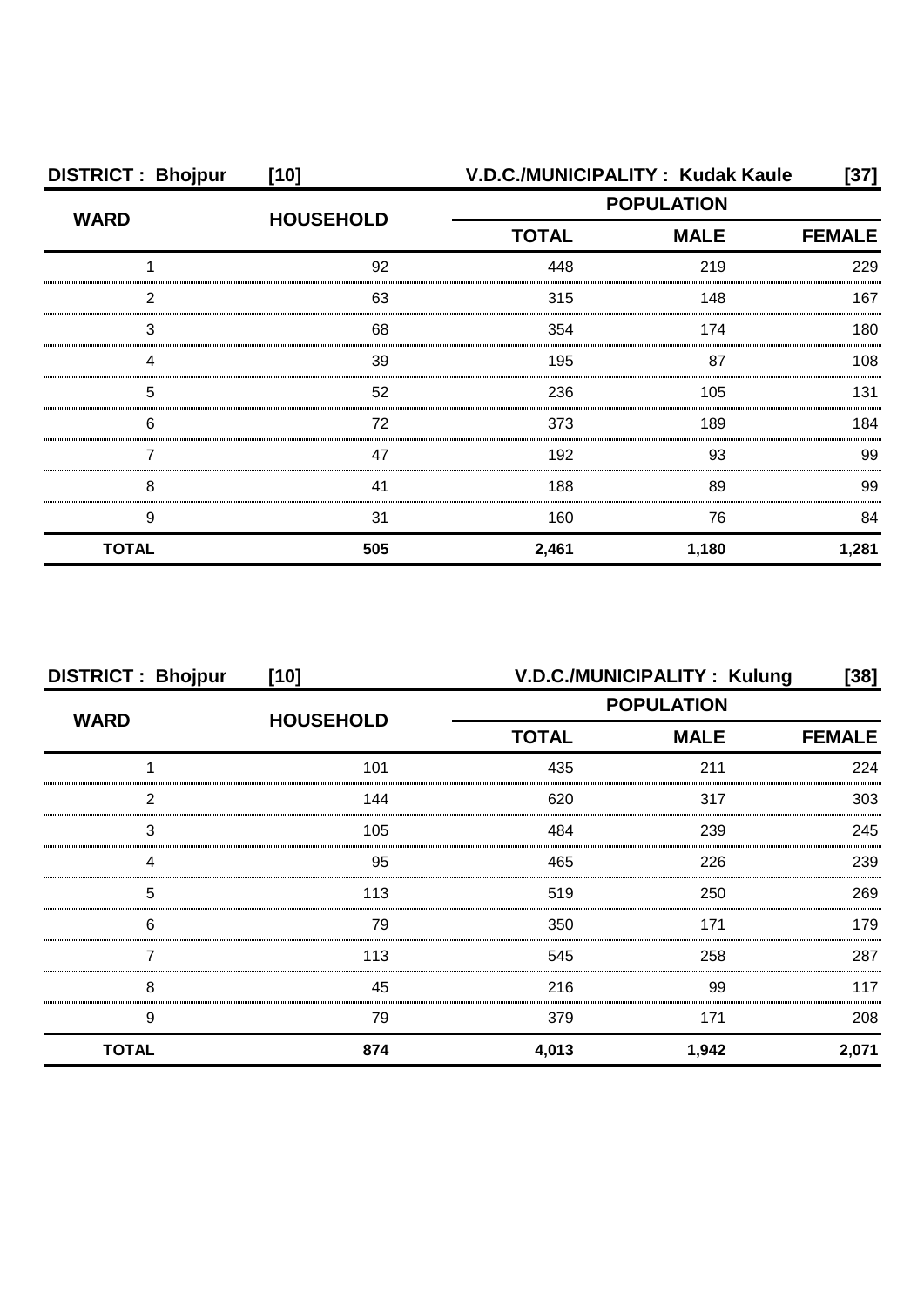**DISTRICT : Bhojpur [10]** **V.D.C./MUNICIPALITY : Kudak Kaule [37]**

| WARD | HOUSEHOLD | POPULATION | | |
|---|---|---|---|---|
| | | TOTAL | MALE | FEMALE |
| 1 | 92 | 448 | 219 | 229 |
| 2 | 63 | 315 | 148 | 167 |
| 3 | 68 | 354 | 174 | 180 |
| 4 | 39 | 195 | 87 | 108 |
| 5 | 52 | 236 | 105 | 131 |
| 6 | 72 | 373 | 189 | 184 |
| 7 | 47 | 192 | 93 | 99 |
| 8 | 41 | 188 | 89 | 99 |
| 9 | 31 | 160 | 76 | 84 |
| **TOTAL** | **505** | **2,461** | **1,180** | **1,281** |

**DISTRICT : Bhojpur [10]** **V.D.C./MUNICIPALITY : Kulung [38]**

| WARD | HOUSEHOLD | POPULATION | | |
|---|---|---|---|---|
| | | TOTAL | MALE | FEMALE |
| 1 | 101 | 435 | 211 | 224 |
| 2 | 144 | 620 | 317 | 303 |
| 3 | 105 | 484 | 239 | 245 |
| 4 | 95 | 465 | 226 | 239 |
| 5 | 113 | 519 | 250 | 269 |
| 6 | 79 | 350 | 171 | 179 |
| 7 | 113 | 545 | 258 | 287 |
| 8 | 45 | 216 | 99 | 117 |
| 9 | 79 | 379 | 171 | 208 |
| **TOTAL** | **874** | **4,013** | **1,942** | **2,071** |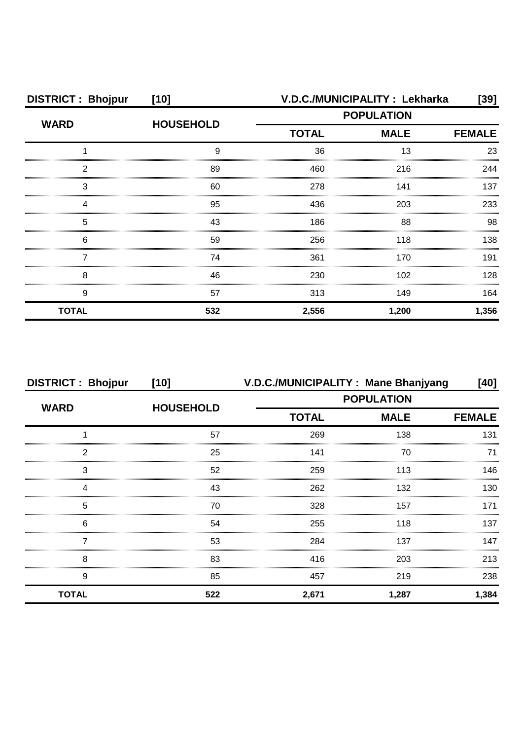| DISTRICT : Bhojpur | [10] | V.D.C./MUNICIPALITY : Lekharka | | [39] |
|---|---|---|---|---|
| WARD | HOUSEHOLD | POPULATION | | |
| | | TOTAL | MALE | FEMALE |
| 1 | 9 | 36 | 13 | 23 |
| 2 | 89 | 460 | 216 | 244 |
| 3 | 60 | 278 | 141 | 137 |
| 4 | 95 | 436 | 203 | 233 |
| 5 | 43 | 186 | 88 | 98 |
| 6 | 59 | 256 | 118 | 138 |
| 7 | 74 | 361 | 170 | 191 |
| 8 | 46 | 230 | 102 | 128 |
| 9 | 57 | 313 | 149 | 164 |
| **TOTAL** | **532** | **2,556** | **1,200** | **1,356** |

| DISTRICT : Bhojpur | [10] | V.D.C./MUNICIPALITY : Mane Bhanjyang | | [40] |
|---|---|---|---|---|
| WARD | HOUSEHOLD | POPULATION | | |
| | | TOTAL | MALE | FEMALE |
| 1 | 57 | 269 | 138 | 131 |
| 2 | 25 | 141 | 70 | 71 |
| 3 | 52 | 259 | 113 | 146 |
| 4 | 43 | 262 | 132 | 130 |
| 5 | 70 | 328 | 157 | 171 |
| 6 | 54 | 255 | 118 | 137 |
| 7 | 53 | 284 | 137 | 147 |
| 8 | 83 | 416 | 203 | 213 |
| 9 | 85 | 457 | 219 | 238 |
| **TOTAL** | **522** | **2,671** | **1,287** | **1,384** |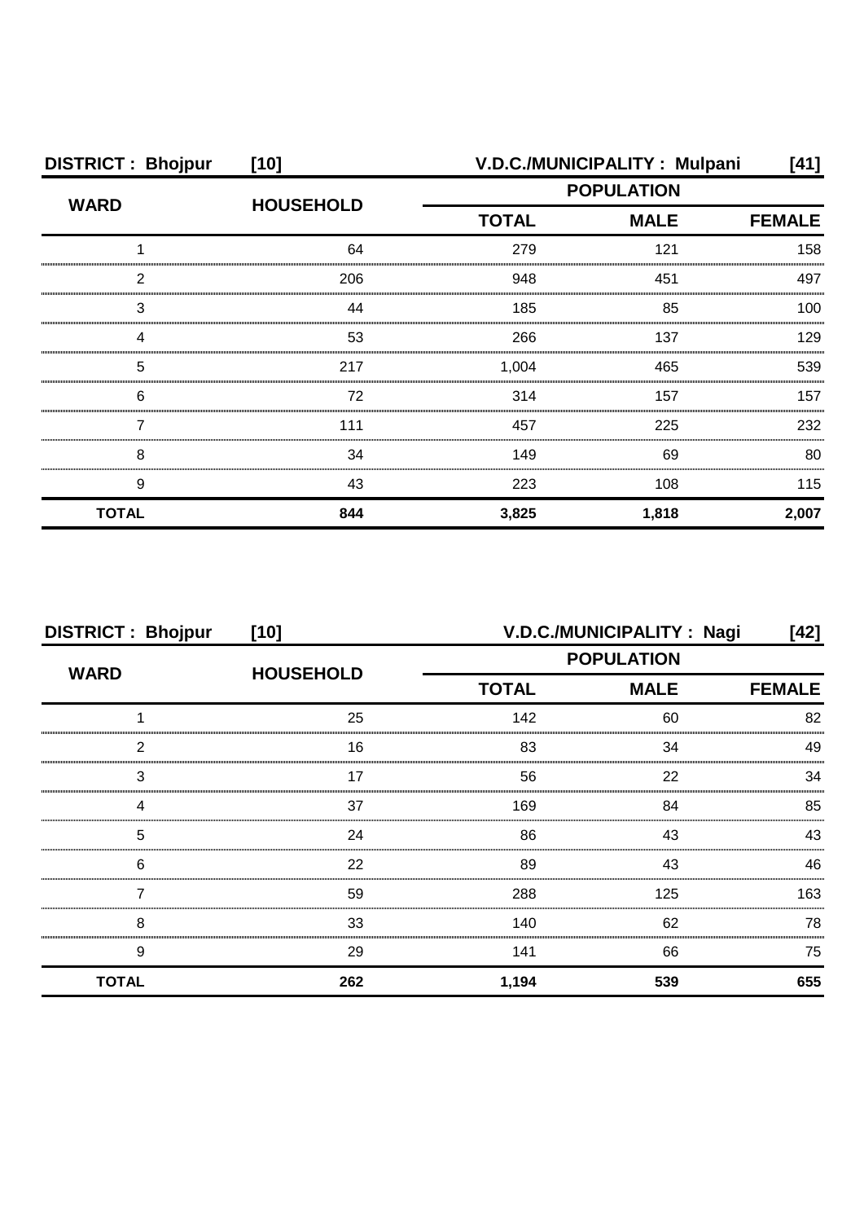**DISTRICT : Bhojpur [10] V.D.C./MUNICIPALITY : Mulpani [41]**

| WARD | HOUSEHOLD | POPULATION | | |
|---|---|---|---|---|
| | | TOTAL | MALE | FEMALE |
| 1 | 64 | 279 | 121 | 158 |
| 2 | 206 | 948 | 451 | 497 |
| 3 | 44 | 185 | 85 | 100 |
| 4 | 53 | 266 | 137 | 129 |
| 5 | 217 | 1,004 | 465 | 539 |
| 6 | 72 | 314 | 157 | 157 |
| 7 | 111 | 457 | 225 | 232 |
| 8 | 34 | 149 | 69 | 80 |
| 9 | 43 | 223 | 108 | 115 |
| **TOTAL** | **844** | **3,825** | **1,818** | **2,007** |

**DISTRICT : Bhojpur [10] V.D.C./MUNICIPALITY : Nagi [42]**

| WARD | HOUSEHOLD | POPULATION | | |
|---|---|---|---|---|
| | | TOTAL | MALE | FEMALE |
| 1 | 25 | 142 | 60 | 82 |
| 2 | 16 | 83 | 34 | 49 |
| 3 | 17 | 56 | 22 | 34 |
| 4 | 37 | 169 | 84 | 85 |
| 5 | 24 | 86 | 43 | 43 |
| 6 | 22 | 89 | 43 | 46 |
| 7 | 59 | 288 | 125 | 163 |
| 8 | 33 | 140 | 62 | 78 |
| 9 | 29 | 141 | 66 | 75 |
| **TOTAL** | **262** | **1,194** | **539** | **655** |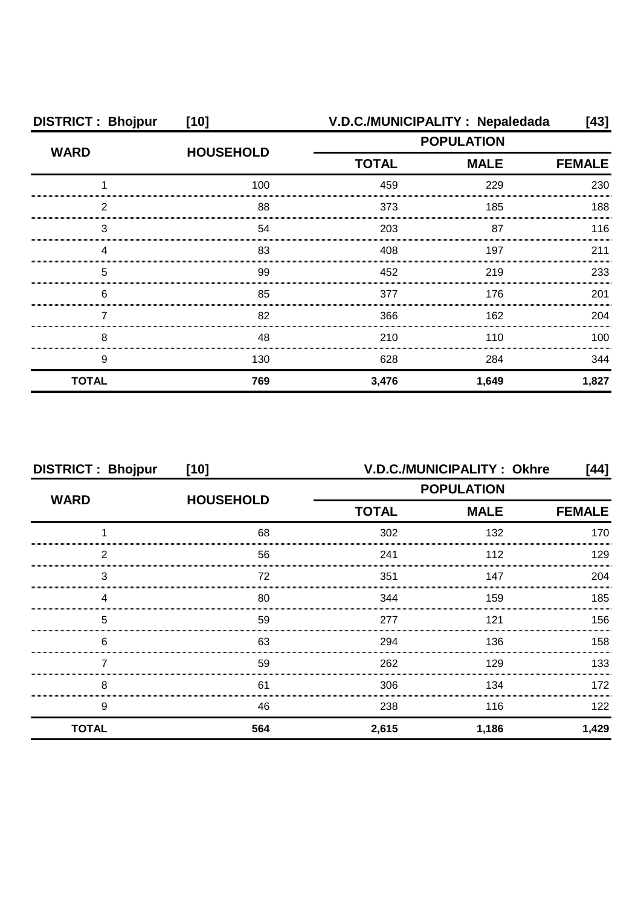**DISTRICT : Bhojpur [10]** **V.D.C./MUNICIPALITY : Nepaledada [43]**

| WARD | HOUSEHOLD | POPULATION | | |
|---|---|---|---|---|
| | | TOTAL | MALE | FEMALE |
| 1 | 100 | 459 | 229 | 230 |
| 2 | 88 | 373 | 185 | 188 |
| 3 | 54 | 203 | 87 | 116 |
| 4 | 83 | 408 | 197 | 211 |
| 5 | 99 | 452 | 219 | 233 |
| 6 | 85 | 377 | 176 | 201 |
| 7 | 82 | 366 | 162 | 204 |
| 8 | 48 | 210 | 110 | 100 |
| 9 | 130 | 628 | 284 | 344 |
| **TOTAL** | **769** | **3,476** | **1,649** | **1,827** |

**DISTRICT : Bhojpur [10]** **V.D.C./MUNICIPALITY : Okhre [44]**

| WARD | HOUSEHOLD | POPULATION | | |
|---|---|---|---|---|
| | | TOTAL | MALE | FEMALE |
| 1 | 68 | 302 | 132 | 170 |
| 2 | 56 | 241 | 112 | 129 |
| 3 | 72 | 351 | 147 | 204 |
| 4 | 80 | 344 | 159 | 185 |
| 5 | 59 | 277 | 121 | 156 |
| 6 | 63 | 294 | 136 | 158 |
| 7 | 59 | 262 | 129 | 133 |
| 8 | 61 | 306 | 134 | 172 |
| 9 | 46 | 238 | 116 | 122 |
| **TOTAL** | **564** | **2,615** | **1,186** | **1,429** |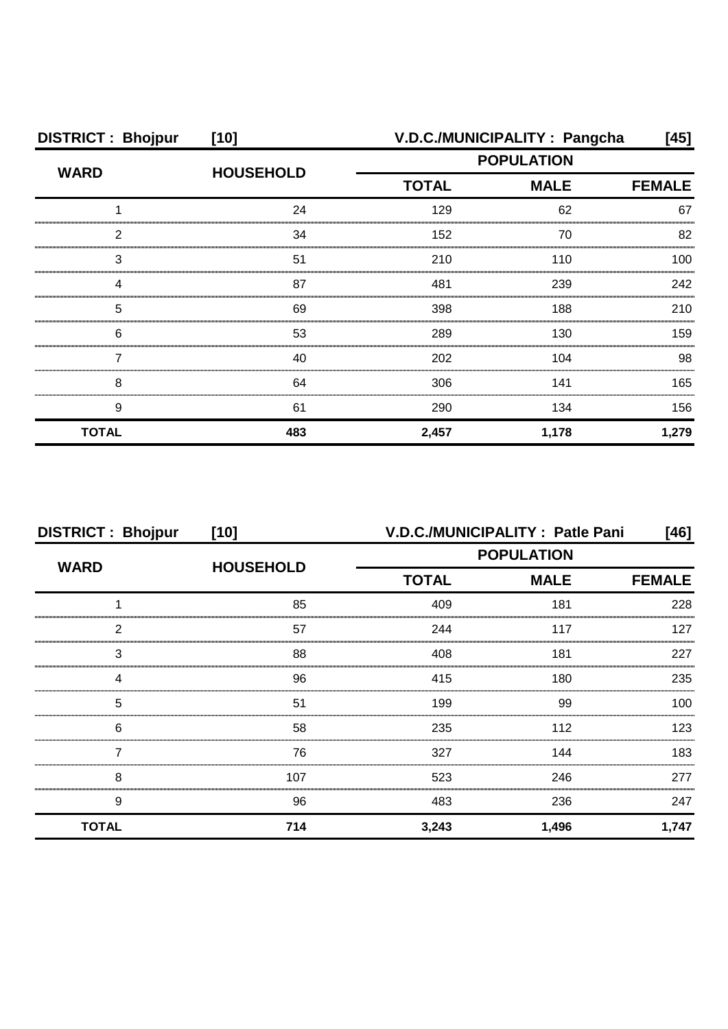**DISTRICT : Bhojpur [10] V.D.C./MUNICIPALITY : Pangcha [45]**

| WARD | HOUSEHOLD | POPULATION | | |
|---|---|---|---|---|
| | | TOTAL | MALE | FEMALE |
| 1 | 24 | 129 | 62 | 67 |
| 2 | 34 | 152 | 70 | 82 |
| 3 | 51 | 210 | 110 | 100 |
| 4 | 87 | 481 | 239 | 242 |
| 5 | 69 | 398 | 188 | 210 |
| 6 | 53 | 289 | 130 | 159 |
| 7 | 40 | 202 | 104 | 98 |
| 8 | 64 | 306 | 141 | 165 |
| 9 | 61 | 290 | 134 | 156 |
| **TOTAL** | **483** | **2,457** | **1,178** | **1,279** |

**DISTRICT : Bhojpur [10] V.D.C./MUNICIPALITY : Patle Pani [46]**

| WARD | HOUSEHOLD | POPULATION | | |
|---|---|---|---|---|
| | | TOTAL | MALE | FEMALE |
| 1 | 85 | 409 | 181 | 228 |
| 2 | 57 | 244 | 117 | 127 |
| 3 | 88 | 408 | 181 | 227 |
| 4 | 96 | 415 | 180 | 235 |
| 5 | 51 | 199 | 99 | 100 |
| 6 | 58 | 235 | 112 | 123 |
| 7 | 76 | 327 | 144 | 183 |
| 8 | 107 | 523 | 246 | 277 |
| 9 | 96 | 483 | 236 | 247 |
| **TOTAL** | **714** | **3,243** | **1,496** | **1,747** |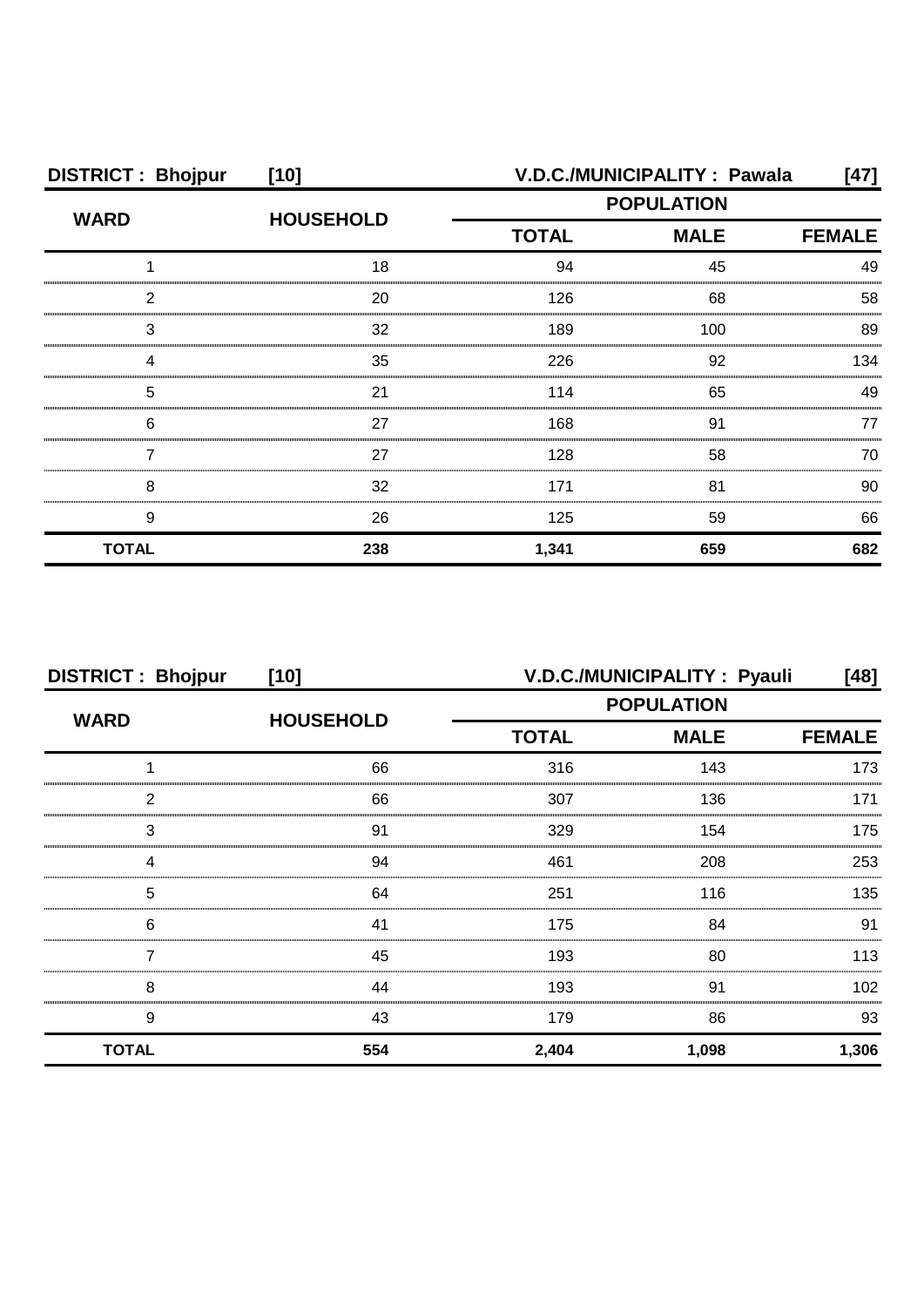| DISTRICT : Bhojpur | [10] | V.D.C./MUNICIPALITY : Pawala | | [47] |
|---|---|---|---|---|
| WARD | HOUSEHOLD | POPULATION | | |
| | | TOTAL | MALE | FEMALE |
| 1 | 18 | 94 | 45 | 49 |
| 2 | 20 | 126 | 68 | 58 |
| 3 | 32 | 189 | 100 | 89 |
| 4 | 35 | 226 | 92 | 134 |
| 5 | 21 | 114 | 65 | 49 |
| 6 | 27 | 168 | 91 | 77 |
| 7 | 27 | 128 | 58 | 70 |
| 8 | 32 | 171 | 81 | 90 |
| 9 | 26 | 125 | 59 | 66 |
| **TOTAL** | **238** | **1,341** | **659** | **682** |

| DISTRICT : Bhojpur | [10] | V.D.C./MUNICIPALITY : Pyauli | | [48] |
|---|---|---|---|---|
| WARD | HOUSEHOLD | POPULATION | | |
| | | TOTAL | MALE | FEMALE |
| 1 | 66 | 316 | 143 | 173 |
| 2 | 66 | 307 | 136 | 171 |
| 3 | 91 | 329 | 154 | 175 |
| 4 | 94 | 461 | 208 | 253 |
| 5 | 64 | 251 | 116 | 135 |
| 6 | 41 | 175 | 84 | 91 |
| 7 | 45 | 193 | 80 | 113 |
| 8 | 44 | 193 | 91 | 102 |
| 9 | 43 | 179 | 86 | 93 |
| **TOTAL** | **554** | **2,404** | **1,098** | **1,306** |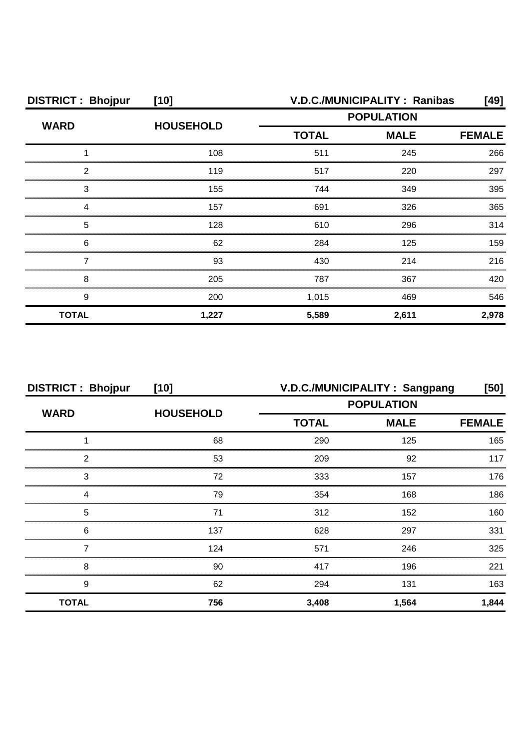**DISTRICT : Bhojpur [10]** **V.D.C./MUNICIPALITY : Ranibas [49]**

| WARD | HOUSEHOLD | POPULATION | | |
|---|---|---|---|---|
| | | TOTAL | MALE | FEMALE |
| 1 | 108 | 511 | 245 | 266 |
| 2 | 119 | 517 | 220 | 297 |
| 3 | 155 | 744 | 349 | 395 |
| 4 | 157 | 691 | 326 | 365 |
| 5 | 128 | 610 | 296 | 314 |
| 6 | 62 | 284 | 125 | 159 |
| 7 | 93 | 430 | 214 | 216 |
| 8 | 205 | 787 | 367 | 420 |
| 9 | 200 | 1,015 | 469 | 546 |
| **TOTAL** | **1,227** | **5,589** | **2,611** | **2,978** |

**DISTRICT : Bhojpur [10]** **V.D.C./MUNICIPALITY : Sangpang [50]**

| WARD | HOUSEHOLD | POPULATION | | |
|---|---|---|---|---|
| | | TOTAL | MALE | FEMALE |
| 1 | 68 | 290 | 125 | 165 |
| 2 | 53 | 209 | 92 | 117 |
| 3 | 72 | 333 | 157 | 176 |
| 4 | 79 | 354 | 168 | 186 |
| 5 | 71 | 312 | 152 | 160 |
| 6 | 137 | 628 | 297 | 331 |
| 7 | 124 | 571 | 246 | 325 |
| 8 | 90 | 417 | 196 | 221 |
| 9 | 62 | 294 | 131 | 163 |
| **TOTAL** | **756** | **3,408** | **1,564** | **1,844** |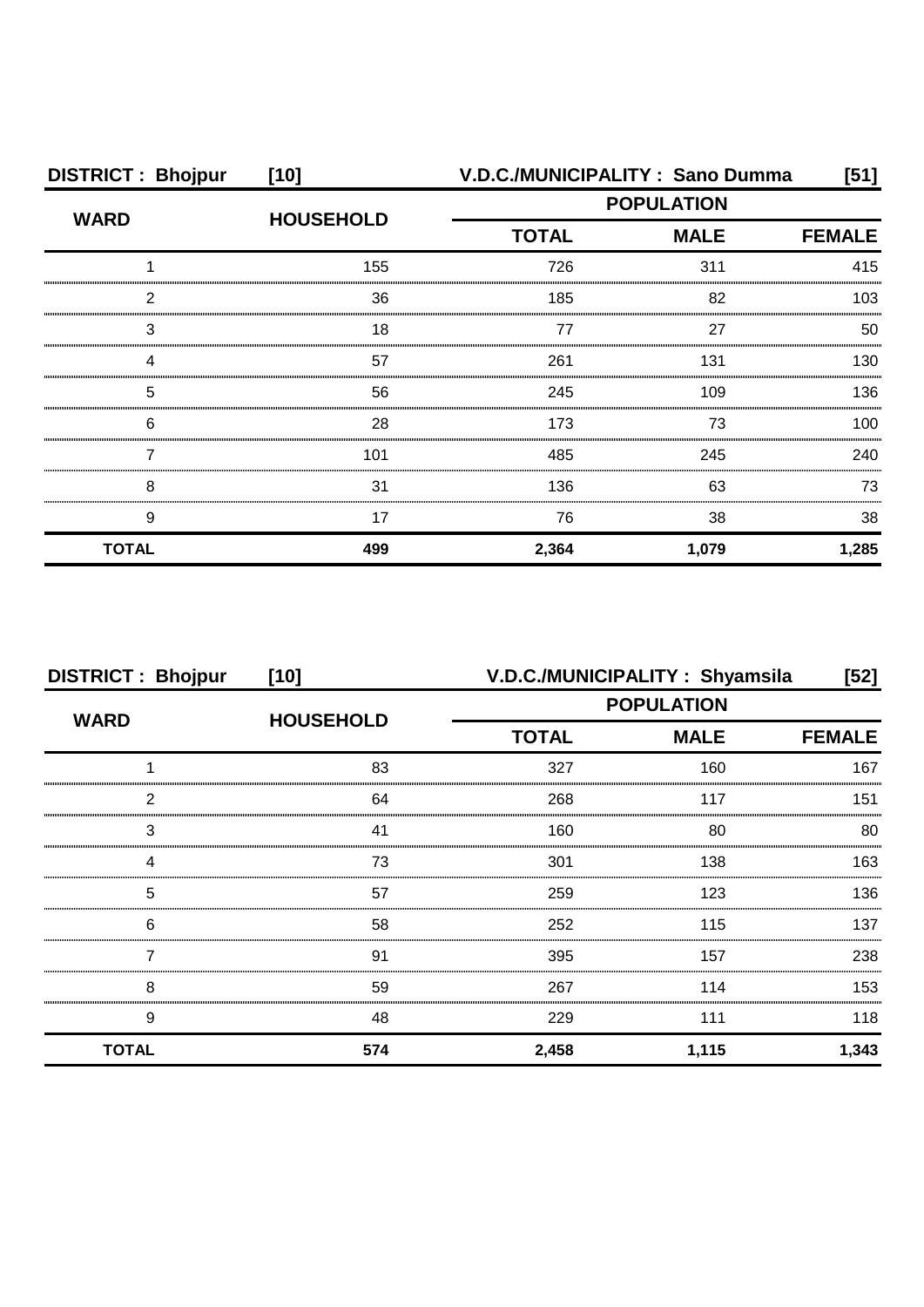**DISTRICT : Bhojpur [10] V.D.C./MUNICIPALITY : Sano Dumma [51]**

| WARD | HOUSEHOLD | POPULATION | | |
|---|---|---|---|---|
| | | TOTAL | MALE | FEMALE |
| 1 | 155 | 726 | 311 | 415 |
| 2 | 36 | 185 | 82 | 103 |
| 3 | 18 | 77 | 27 | 50 |
| 4 | 57 | 261 | 131 | 130 |
| 5 | 56 | 245 | 109 | 136 |
| 6 | 28 | 173 | 73 | 100 |
| 7 | 101 | 485 | 245 | 240 |
| 8 | 31 | 136 | 63 | 73 |
| 9 | 17 | 76 | 38 | 38 |
| **TOTAL** | **499** | **2,364** | **1,079** | **1,285** |

**DISTRICT : Bhojpur [10] V.D.C./MUNICIPALITY : Shyamsila [52]**

| WARD | HOUSEHOLD | POPULATION | | |
|---|---|---|---|---|
| | | TOTAL | MALE | FEMALE |
| 1 | 83 | 327 | 160 | 167 |
| 2 | 64 | 268 | 117 | 151 |
| 3 | 41 | 160 | 80 | 80 |
| 4 | 73 | 301 | 138 | 163 |
| 5 | 57 | 259 | 123 | 136 |
| 6 | 58 | 252 | 115 | 137 |
| 7 | 91 | 395 | 157 | 238 |
| 8 | 59 | 267 | 114 | 153 |
| 9 | 48 | 229 | 111 | 118 |
| **TOTAL** | **574** | **2,458** | **1,115** | **1,343** |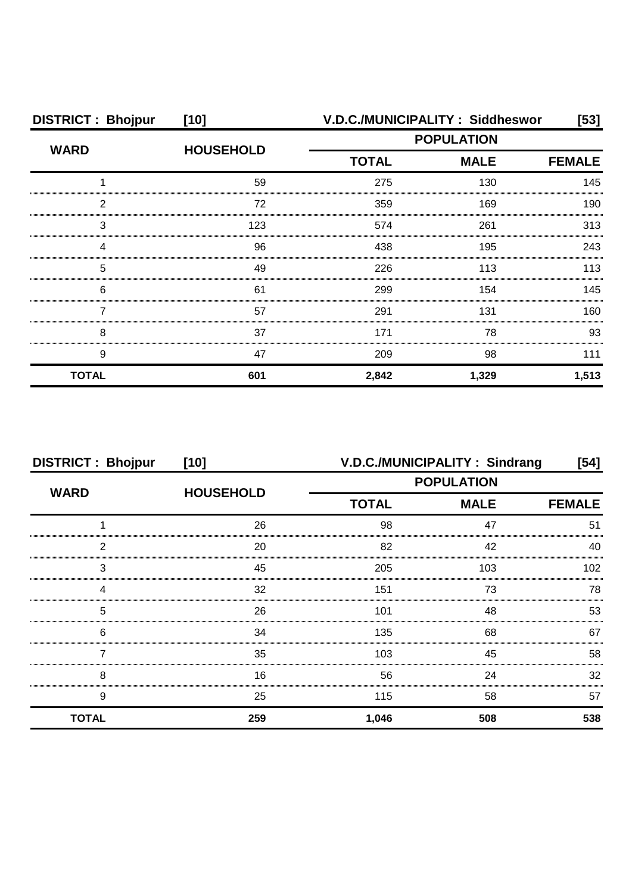| DISTRICT : Bhojpur | [10] | V.D.C./MUNICIPALITY : Siddheswor | | [53] |
|---|---|---|---|---|
| WARD | HOUSEHOLD | POPULATION | | |
| | | TOTAL | MALE | FEMALE |
| 1 | 59 | 275 | 130 | 145 |
| 2 | 72 | 359 | 169 | 190 |
| 3 | 123 | 574 | 261 | 313 |
| 4 | 96 | 438 | 195 | 243 |
| 5 | 49 | 226 | 113 | 113 |
| 6 | 61 | 299 | 154 | 145 |
| 7 | 57 | 291 | 131 | 160 |
| 8 | 37 | 171 | 78 | 93 |
| 9 | 47 | 209 | 98 | 111 |
| **TOTAL** | **601** | **2,842** | **1,329** | **1,513** |

| DISTRICT : Bhojpur | [10] | V.D.C./MUNICIPALITY : Sindrang | | [54] |
|---|---|---|---|---|
| WARD | HOUSEHOLD | POPULATION | | |
| | | TOTAL | MALE | FEMALE |
| 1 | 26 | 98 | 47 | 51 |
| 2 | 20 | 82 | 42 | 40 |
| 3 | 45 | 205 | 103 | 102 |
| 4 | 32 | 151 | 73 | 78 |
| 5 | 26 | 101 | 48 | 53 |
| 6 | 34 | 135 | 68 | 67 |
| 7 | 35 | 103 | 45 | 58 |
| 8 | 16 | 56 | 24 | 32 |
| 9 | 25 | 115 | 58 | 57 |
| **TOTAL** | **259** | **1,046** | **508** | **538** |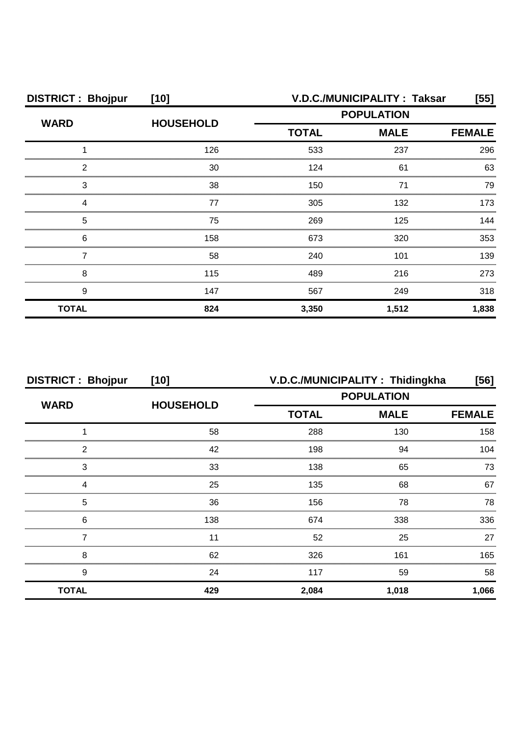**DISTRICT : Bhojpur [10]** **V.D.C./MUNICIPALITY : Taksar [55]**

| WARD | HOUSEHOLD | POPULATION | | |
|---|---|---|---|---|
| | | TOTAL | MALE | FEMALE |
| 1 | 126 | 533 | 237 | 296 |
| 2 | 30 | 124 | 61 | 63 |
| 3 | 38 | 150 | 71 | 79 |
| 4 | 77 | 305 | 132 | 173 |
| 5 | 75 | 269 | 125 | 144 |
| 6 | 158 | 673 | 320 | 353 |
| 7 | 58 | 240 | 101 | 139 |
| 8 | 115 | 489 | 216 | 273 |
| 9 | 147 | 567 | 249 | 318 |
| **TOTAL** | **824** | **3,350** | **1,512** | **1,838** |

**DISTRICT : Bhojpur [10]** **V.D.C./MUNICIPALITY : Thidingkha [56]**

| WARD | HOUSEHOLD | POPULATION | | |
|---|---|---|---|---|
| | | TOTAL | MALE | FEMALE |
| 1 | 58 | 288 | 130 | 158 |
| 2 | 42 | 198 | 94 | 104 |
| 3 | 33 | 138 | 65 | 73 |
| 4 | 25 | 135 | 68 | 67 |
| 5 | 36 | 156 | 78 | 78 |
| 6 | 138 | 674 | 338 | 336 |
| 7 | 11 | 52 | 25 | 27 |
| 8 | 62 | 326 | 161 | 165 |
| 9 | 24 | 117 | 59 | 58 |
| **TOTAL** | **429** | **2,084** | **1,018** | **1,066** |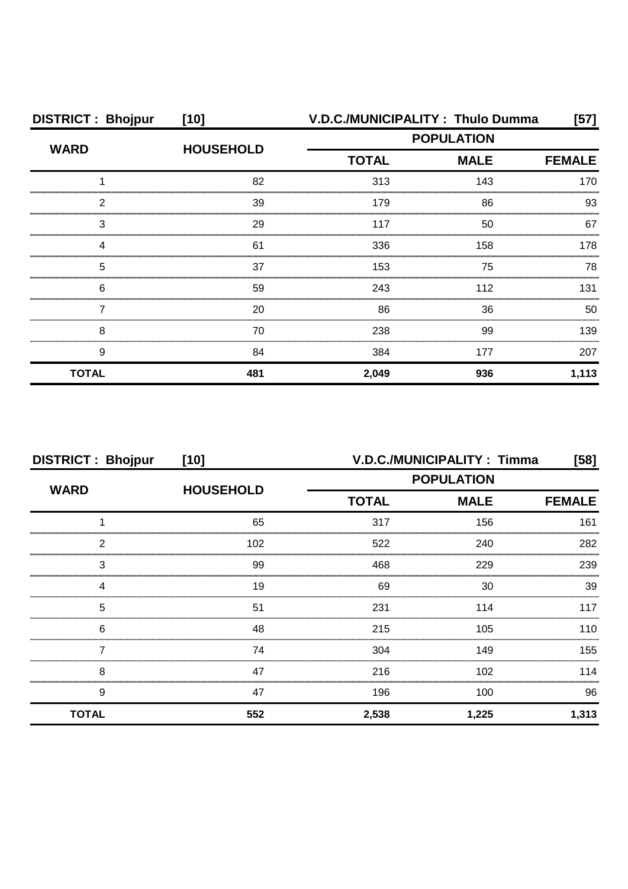**DISTRICT : Bhojpur [10] V.D.C./MUNICIPALITY : Thulo Dumma [57]**

| WARD | HOUSEHOLD | POPULATION | | |
|---|---|---|---|---|
| | | TOTAL | MALE | FEMALE |
| 1 | 82 | 313 | 143 | 170 |
| 2 | 39 | 179 | 86 | 93 |
| 3 | 29 | 117 | 50 | 67 |
| 4 | 61 | 336 | 158 | 178 |
| 5 | 37 | 153 | 75 | 78 |
| 6 | 59 | 243 | 112 | 131 |
| 7 | 20 | 86 | 36 | 50 |
| 8 | 70 | 238 | 99 | 139 |
| 9 | 84 | 384 | 177 | 207 |
| **TOTAL** | **481** | **2,049** | **936** | **1,113** |

**DISTRICT : Bhojpur [10] V.D.C./MUNICIPALITY : Timma [58]**

| WARD | HOUSEHOLD | POPULATION | | |
|---|---|---|---|---|
| | | TOTAL | MALE | FEMALE |
| 1 | 65 | 317 | 156 | 161 |
| 2 | 102 | 522 | 240 | 282 |
| 3 | 99 | 468 | 229 | 239 |
| 4 | 19 | 69 | 30 | 39 |
| 5 | 51 | 231 | 114 | 117 |
| 6 | 48 | 215 | 105 | 110 |
| 7 | 74 | 304 | 149 | 155 |
| 8 | 47 | 216 | 102 | 114 |
| 9 | 47 | 196 | 100 | 96 |
| **TOTAL** | **552** | **2,538** | **1,225** | **1,313** |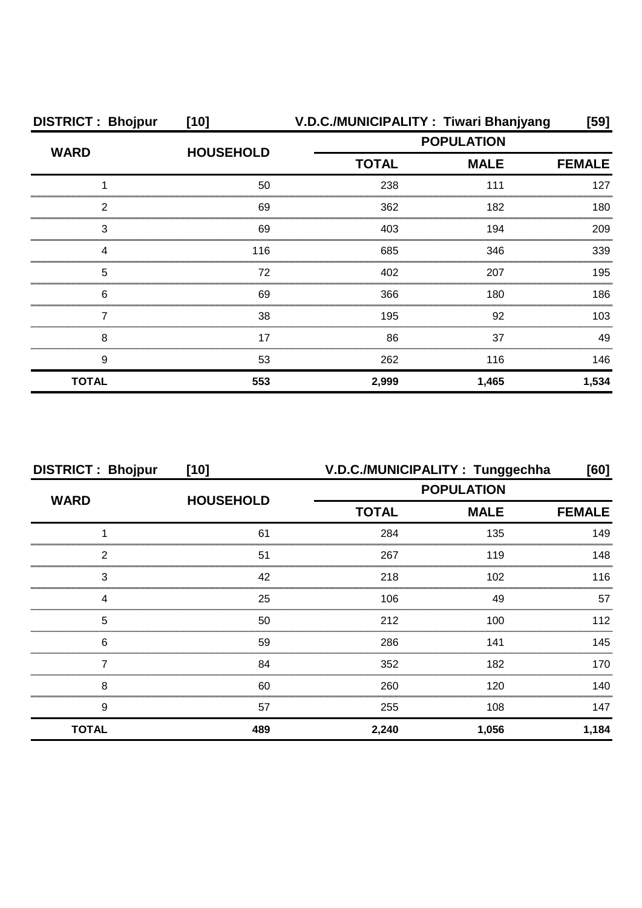**DISTRICT : Bhojpur [10] V.D.C./MUNICIPALITY : Tiwari Bhanjyang [59]**

| WARD | HOUSEHOLD | POPULATION | | |
|---|---|---|---|---|
| | | TOTAL | MALE | FEMALE |
| 1 | 50 | 238 | 111 | 127 |
| 2 | 69 | 362 | 182 | 180 |
| 3 | 69 | 403 | 194 | 209 |
| 4 | 116 | 685 | 346 | 339 |
| 5 | 72 | 402 | 207 | 195 |
| 6 | 69 | 366 | 180 | 186 |
| 7 | 38 | 195 | 92 | 103 |
| 8 | 17 | 86 | 37 | 49 |
| 9 | 53 | 262 | 116 | 146 |
| **TOTAL** | **553** | **2,999** | **1,465** | **1,534** |

**DISTRICT : Bhojpur [10] V.D.C./MUNICIPALITY : Tunggechha [60]**

| WARD | HOUSEHOLD | POPULATION | | |
|---|---|---|---|---|
| | | TOTAL | MALE | FEMALE |
| 1 | 61 | 284 | 135 | 149 |
| 2 | 51 | 267 | 119 | 148 |
| 3 | 42 | 218 | 102 | 116 |
| 4 | 25 | 106 | 49 | 57 |
| 5 | 50 | 212 | 100 | 112 |
| 6 | 59 | 286 | 141 | 145 |
| 7 | 84 | 352 | 182 | 170 |
| 8 | 60 | 260 | 120 | 140 |
| 9 | 57 | 255 | 108 | 147 |
| **TOTAL** | **489** | **2,240** | **1,056** | **1,184** |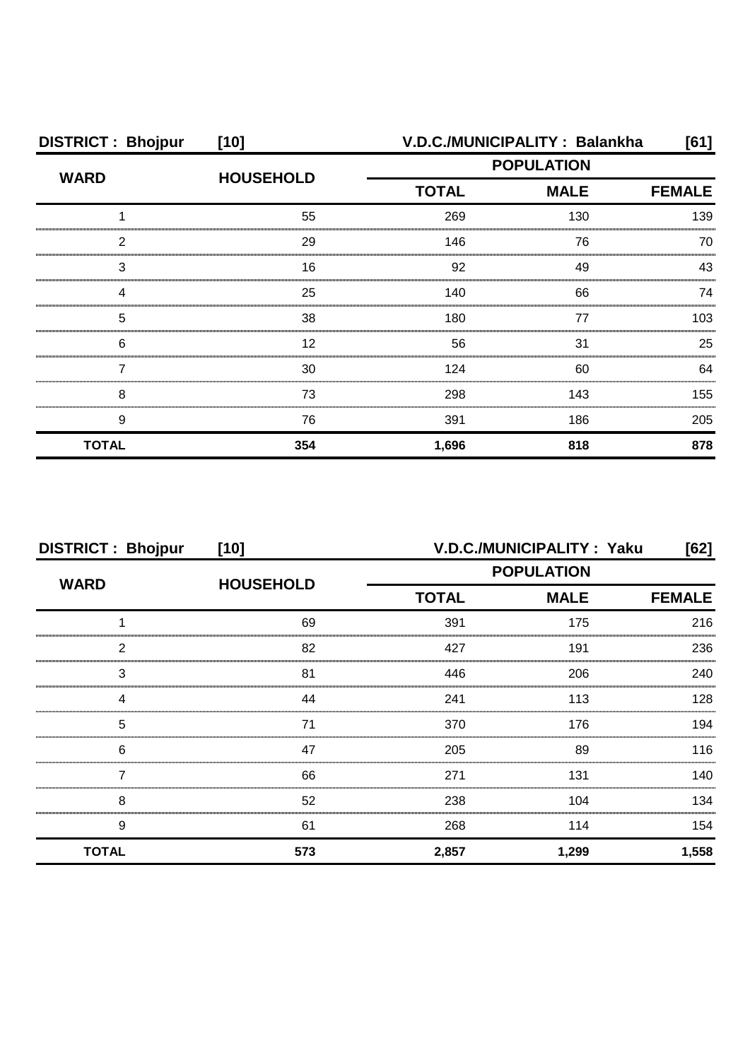**DISTRICT : Bhojpur [10] V.D.C./MUNICIPALITY : Balankha [61]**

| WARD | HOUSEHOLD | POPULATION | | |
|---|---|---|---|---|
| | | TOTAL | MALE | FEMALE |
| 1 | 55 | 269 | 130 | 139 |
| 2 | 29 | 146 | 76 | 70 |
| 3 | 16 | 92 | 49 | 43 |
| 4 | 25 | 140 | 66 | 74 |
| 5 | 38 | 180 | 77 | 103 |
| 6 | 12 | 56 | 31 | 25 |
| 7 | 30 | 124 | 60 | 64 |
| 8 | 73 | 298 | 143 | 155 |
| 9 | 76 | 391 | 186 | 205 |
| **TOTAL** | **354** | **1,696** | **818** | **878** |

**DISTRICT : Bhojpur [10] V.D.C./MUNICIPALITY : Yaku [62]**

| WARD | HOUSEHOLD | POPULATION | | |
|---|---|---|---|---|
| | | TOTAL | MALE | FEMALE |
| 1 | 69 | 391 | 175 | 216 |
| 2 | 82 | 427 | 191 | 236 |
| 3 | 81 | 446 | 206 | 240 |
| 4 | 44 | 241 | 113 | 128 |
| 5 | 71 | 370 | 176 | 194 |
| 6 | 47 | 205 | 89 | 116 |
| 7 | 66 | 271 | 131 | 140 |
| 8 | 52 | 238 | 104 | 134 |
| 9 | 61 | 268 | 114 | 154 |
| **TOTAL** | **573** | **2,857** | **1,299** | **1,558** |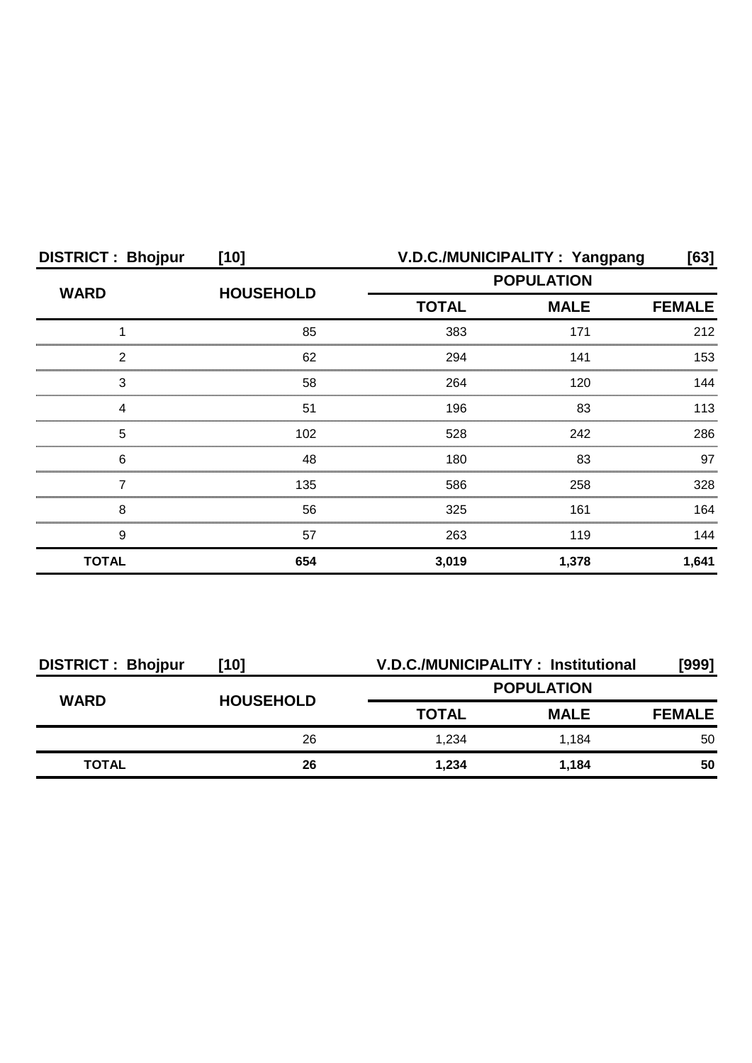| DISTRICT : Bhojpur | [10] | V.D.C./MUNICIPALITY : Yangpang | | [63] |
|---|---|---|---|---|
| WARD | HOUSEHOLD | POPULATION | | |
| | | TOTAL | MALE | FEMALE |
| 1 | 85 | 383 | 171 | 212 |
| 2 | 62 | 294 | 141 | 153 |
| 3 | 58 | 264 | 120 | 144 |
| 4 | 51 | 196 | 83 | 113 |
| 5 | 102 | 528 | 242 | 286 |
| 6 | 48 | 180 | 83 | 97 |
| 7 | 135 | 586 | 258 | 328 |
| 8 | 56 | 325 | 161 | 164 |
| 9 | 57 | 263 | 119 | 144 |
| **TOTAL** | **654** | **3,019** | **1,378** | **1,641** |

| DISTRICT : Bhojpur | [10] | V.D.C./MUNICIPALITY : Institutional | | [999] |
|---|---|---|---|---|
| WARD | HOUSEHOLD | POPULATION | | |
| | | TOTAL | MALE | FEMALE |
| | 26 | 1,234 | 1,184 | 50 |
| **TOTAL** | **26** | **1,234** | **1,184** | **50** |